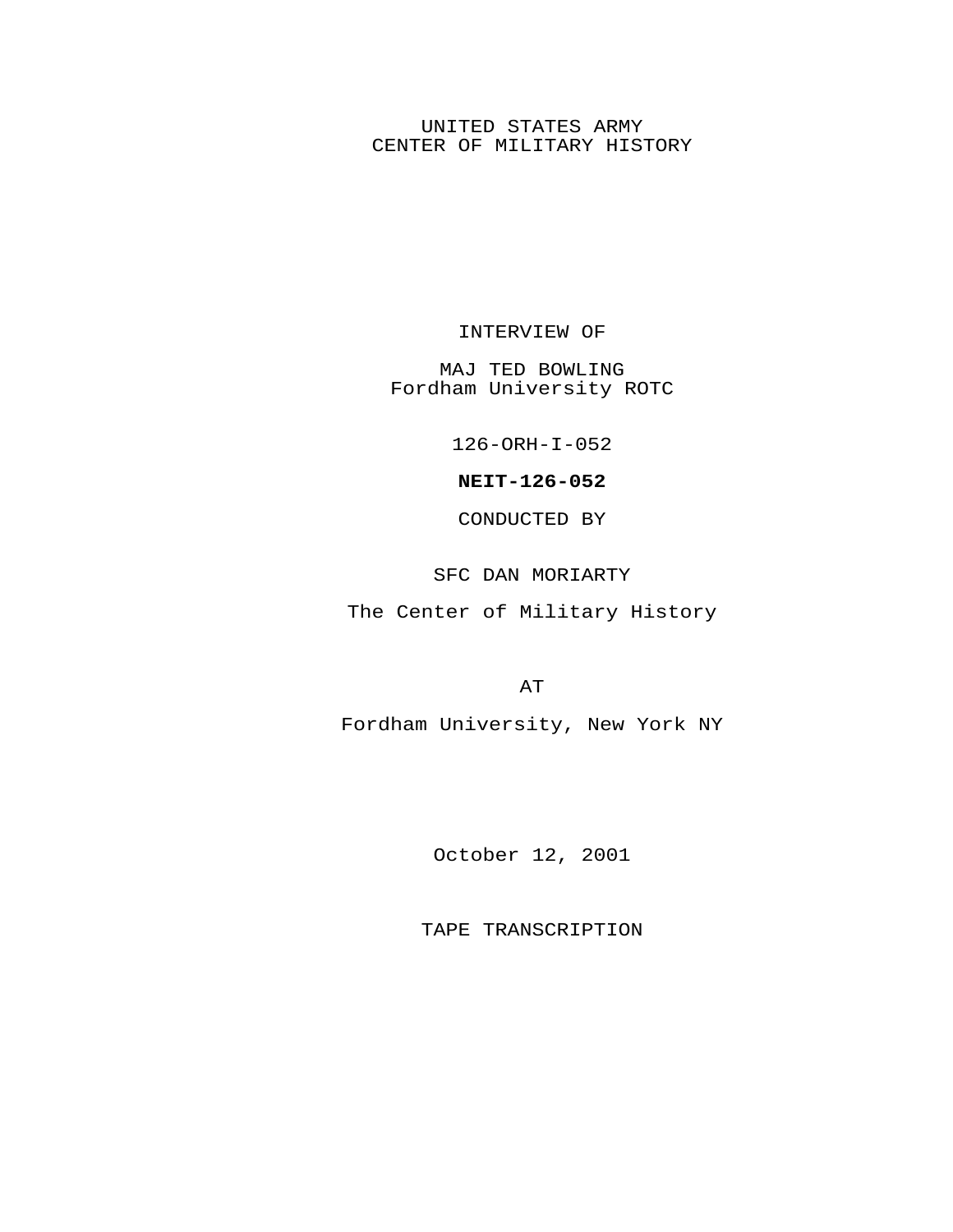UNITED STATES ARMY
CENTER OF MILITARY HISTORY

INTERVIEW OF

MAJ TED BOWLING
Fordham University ROTC

126-ORH-I-052

**NEIT-126-052**

CONDUCTED BY

SFC DAN MORIARTY

The Center of Military History

AT

Fordham University, New York NY

October 12, 2001

TAPE TRANSCRIPTION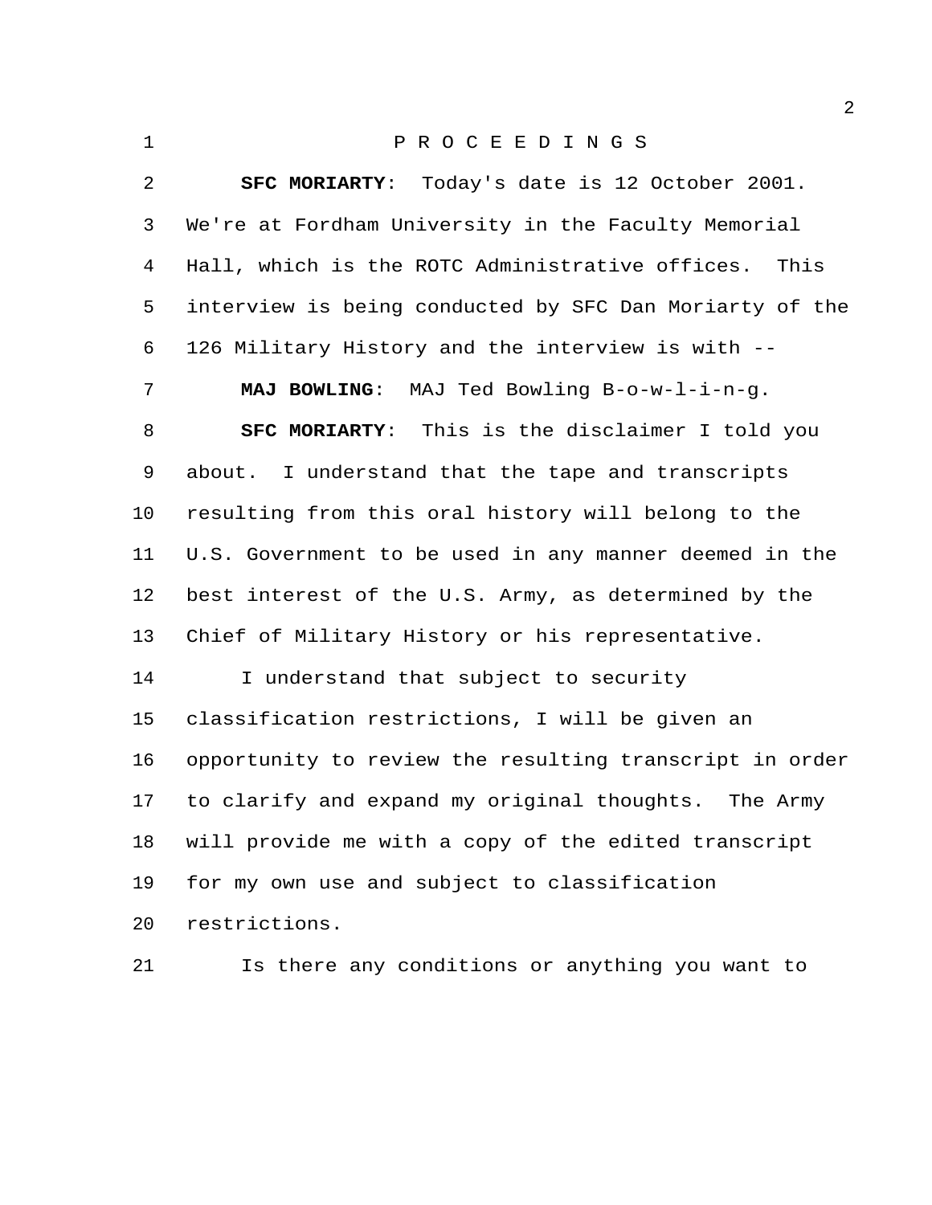P R O C E E D I N G S

**SFC MORIARTY**: Today's date is 12 October 2001. We're at Fordham University in the Faculty Memorial Hall, which is the ROTC Administrative offices. This interview is being conducted by SFC Dan Moriarty of the 126 Military History and the interview is with --

**MAJ BOWLING**: MAJ Ted Bowling B-o-w-l-i-n-g.

**SFC MORIARTY**: This is the disclaimer I told you about. I understand that the tape and transcripts resulting from this oral history will belong to the U.S. Government to be used in any manner deemed in the best interest of the U.S. Army, as determined by the Chief of Military History or his representative.

I understand that subject to security classification restrictions, I will be given an opportunity to review the resulting transcript in order to clarify and expand my original thoughts. The Army will provide me with a copy of the edited transcript for my own use and subject to classification restrictions.

Is there any conditions or anything you want to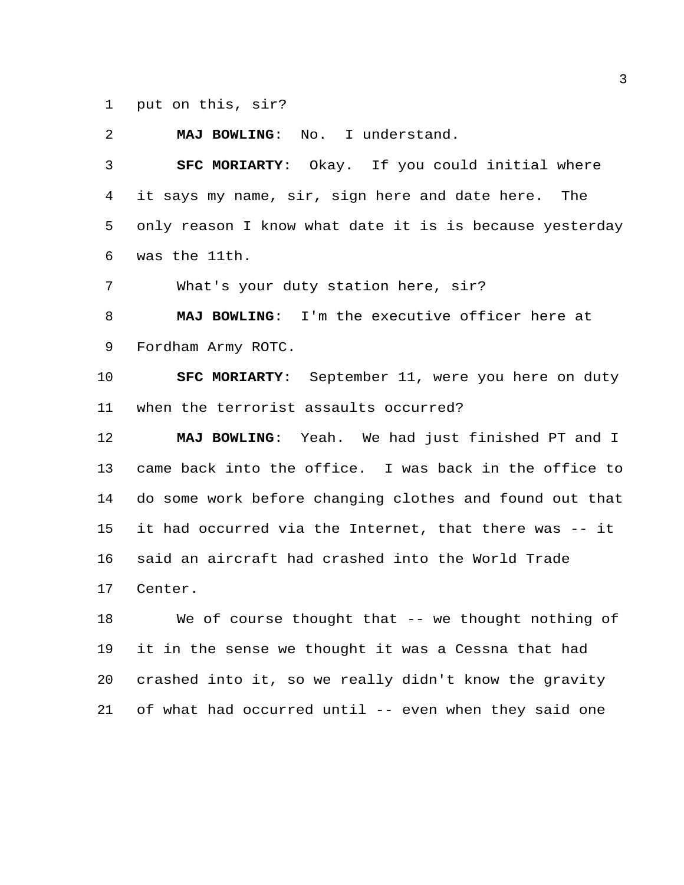put on this, sir?

**MAJ BOWLING**: No. I understand.

**SFC MORIARTY**: Okay. If you could initial where it says my name, sir, sign here and date here. The only reason I know what date it is is because yesterday was the 11th.

What's your duty station here, sir?

**MAJ BOWLING**: I'm the executive officer here at Fordham Army ROTC.

**SFC MORIARTY**: September 11, were you here on duty when the terrorist assaults occurred?

**MAJ BOWLING**: Yeah. We had just finished PT and I came back into the office. I was back in the office to do some work before changing clothes and found out that it had occurred via the Internet, that there was -- it said an aircraft had crashed into the World Trade Center.

We of course thought that -- we thought nothing of it in the sense we thought it was a Cessna that had crashed into it, so we really didn't know the gravity of what had occurred until -- even when they said one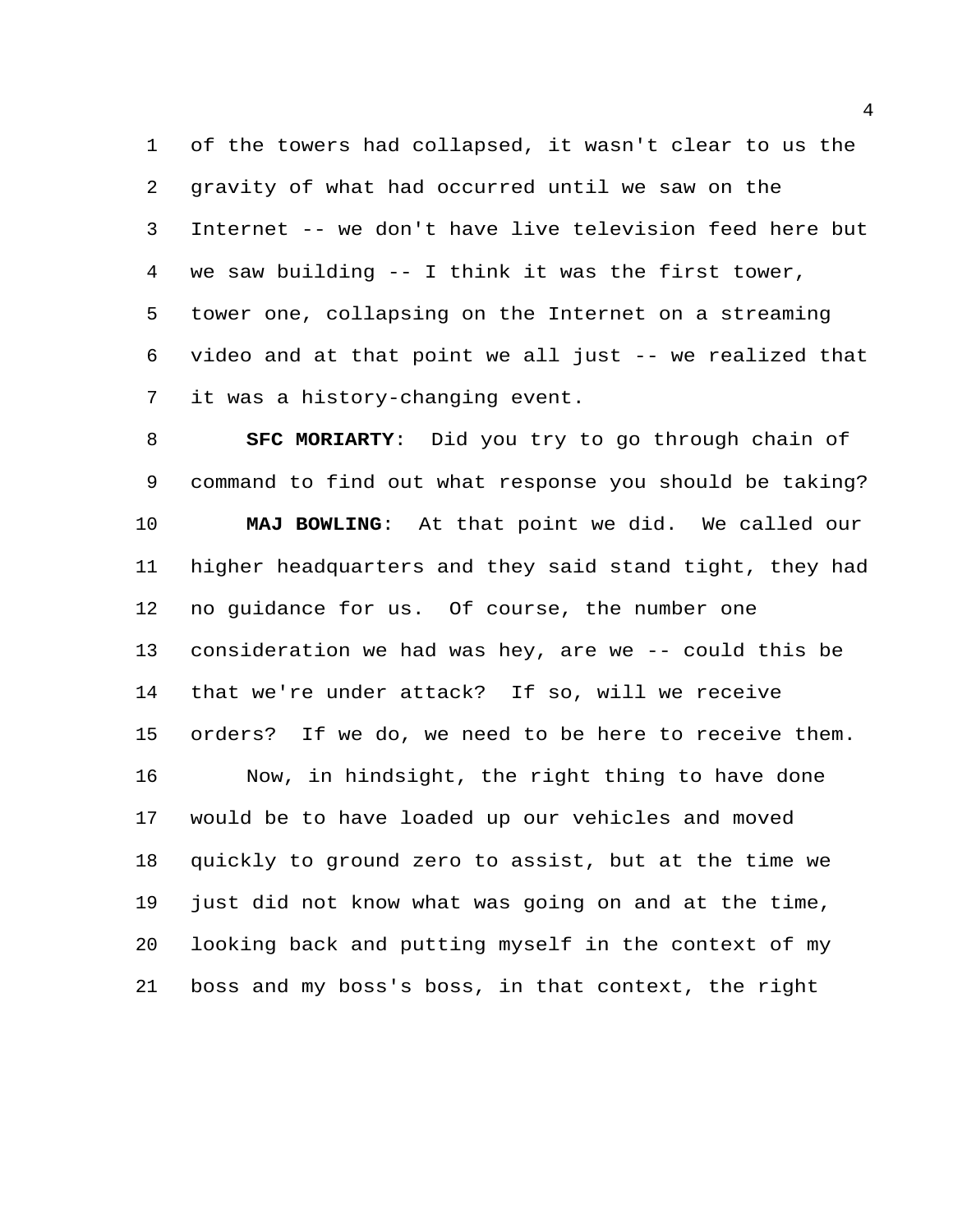of the towers had collapsed, it wasn't clear to us the gravity of what had occurred until we saw on the Internet -- we don't have live television feed here but we saw building -- I think it was the first tower, tower one, collapsing on the Internet on a streaming video and at that point we all just -- we realized that it was a history-changing event.

**SFC MORIARTY**: Did you try to go through chain of command to find out what response you should be taking?

**MAJ BOWLING**: At that point we did. We called our higher headquarters and they said stand tight, they had no guidance for us. Of course, the number one consideration we had was hey, are we -- could this be that we're under attack? If so, will we receive orders? If we do, we need to be here to receive them.

Now, in hindsight, the right thing to have done would be to have loaded up our vehicles and moved quickly to ground zero to assist, but at the time we just did not know what was going on and at the time, looking back and putting myself in the context of my boss and my boss's boss, in that context, the right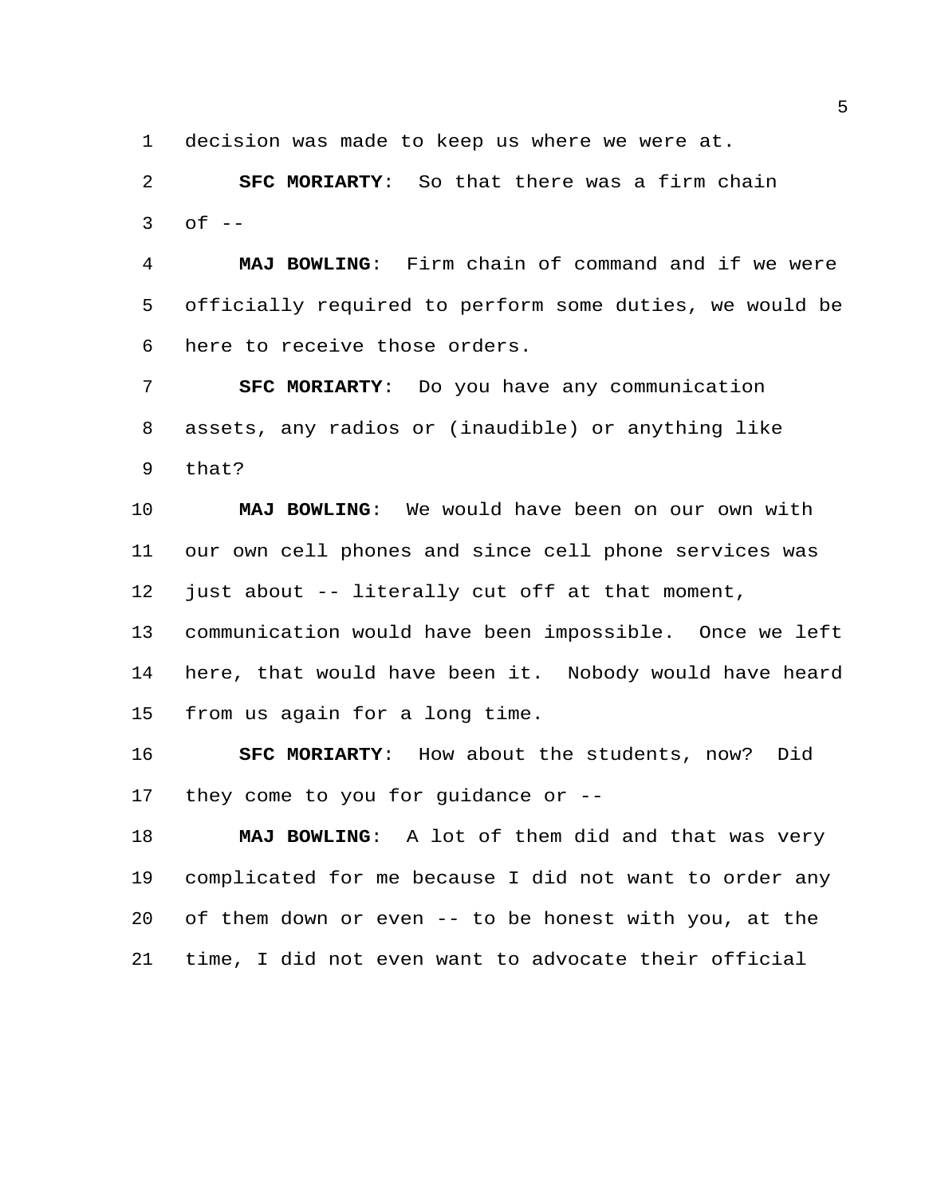decision was made to keep us where we were at.

**SFC MORIARTY**: So that there was a firm chain of --

**MAJ BOWLING**: Firm chain of command and if we were officially required to perform some duties, we would be here to receive those orders.

**SFC MORIARTY**: Do you have any communication assets, any radios or (inaudible) or anything like that?

**MAJ BOWLING**: We would have been on our own with our own cell phones and since cell phone services was just about -- literally cut off at that moment, communication would have been impossible. Once we left here, that would have been it. Nobody would have heard from us again for a long time.

**SFC MORIARTY**: How about the students, now? Did they come to you for guidance or --

**MAJ BOWLING**: A lot of them did and that was very complicated for me because I did not want to order any of them down or even -- to be honest with you, at the time, I did not even want to advocate their official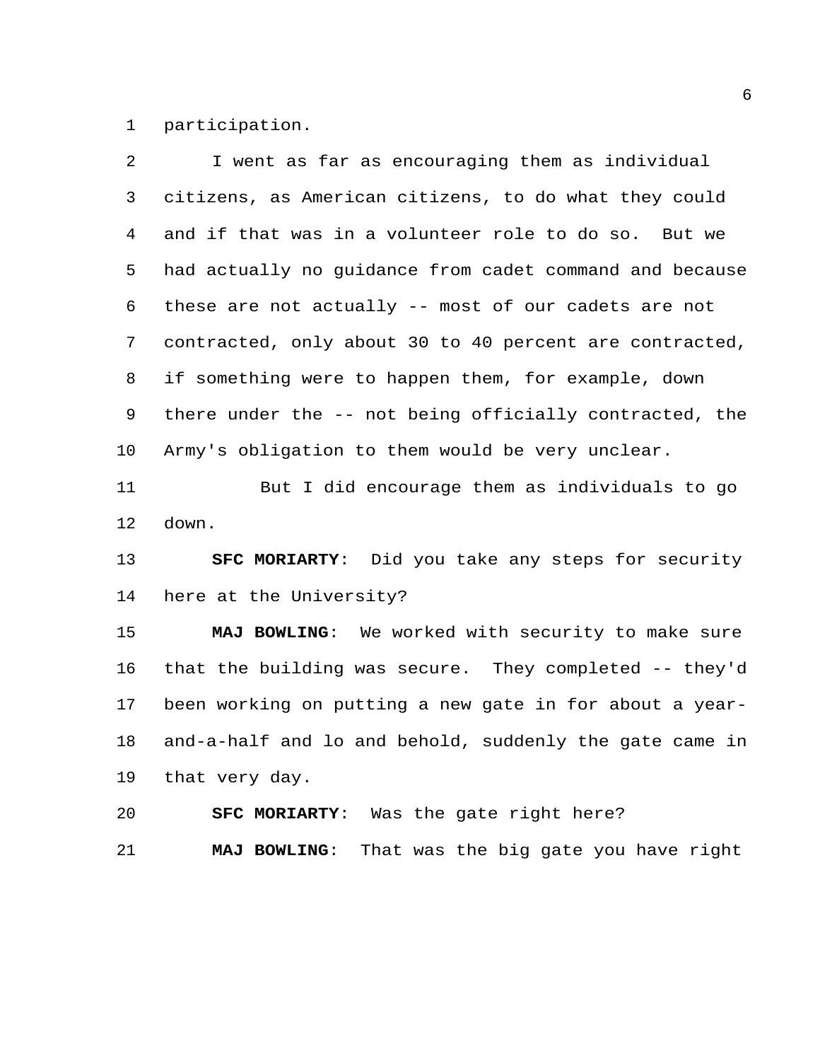participation.

I went as far as encouraging them as individual citizens, as American citizens, to do what they could and if that was in a volunteer role to do so. But we had actually no guidance from cadet command and because these are not actually -- most of our cadets are not contracted, only about 30 to 40 percent are contracted, if something were to happen them, for example, down there under the -- not being officially contracted, the Army's obligation to them would be very unclear.

But I did encourage them as individuals to go down.

**SFC MORIARTY**: Did you take any steps for security here at the University?

**MAJ BOWLING**: We worked with security to make sure that the building was secure. They completed -- they'd been working on putting a new gate in for about a year-and-a-half and lo and behold, suddenly the gate came in that very day.

**SFC MORIARTY**: Was the gate right here?

**MAJ BOWLING**: That was the big gate you have right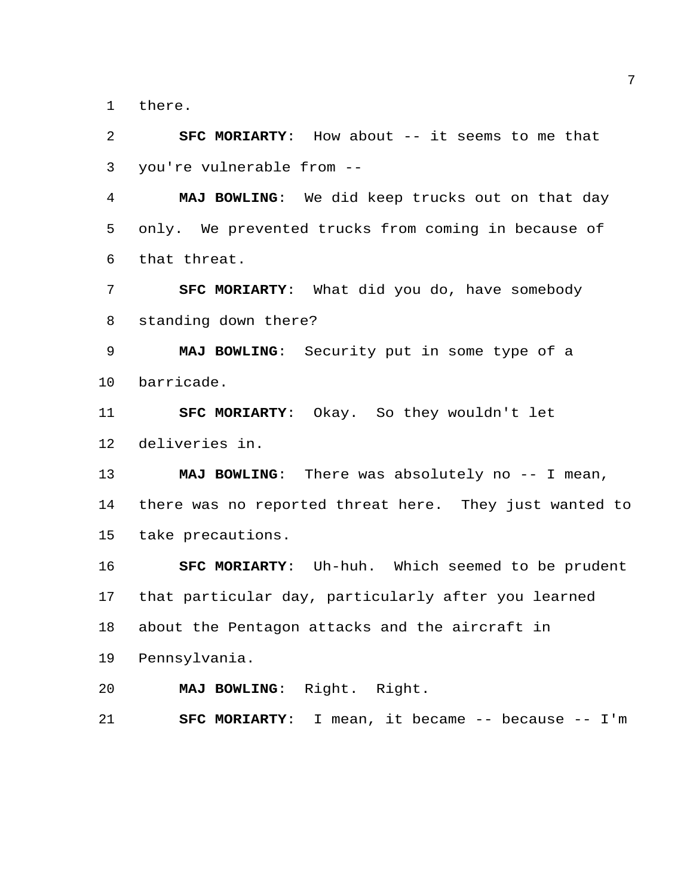there.

**SFC MORIARTY**: How about -- it seems to me that you're vulnerable from --

**MAJ BOWLING**: We did keep trucks out on that day only. We prevented trucks from coming in because of that threat.

**SFC MORIARTY**: What did you do, have somebody standing down there?

**MAJ BOWLING**: Security put in some type of a barricade.

**SFC MORIARTY**: Okay. So they wouldn't let deliveries in.

**MAJ BOWLING**: There was absolutely no -- I mean, there was no reported threat here. They just wanted to take precautions.

**SFC MORIARTY**: Uh-huh. Which seemed to be prudent that particular day, particularly after you learned about the Pentagon attacks and the aircraft in Pennsylvania.

**MAJ BOWLING**: Right. Right.

**SFC MORIARTY**: I mean, it became -- because -- I'm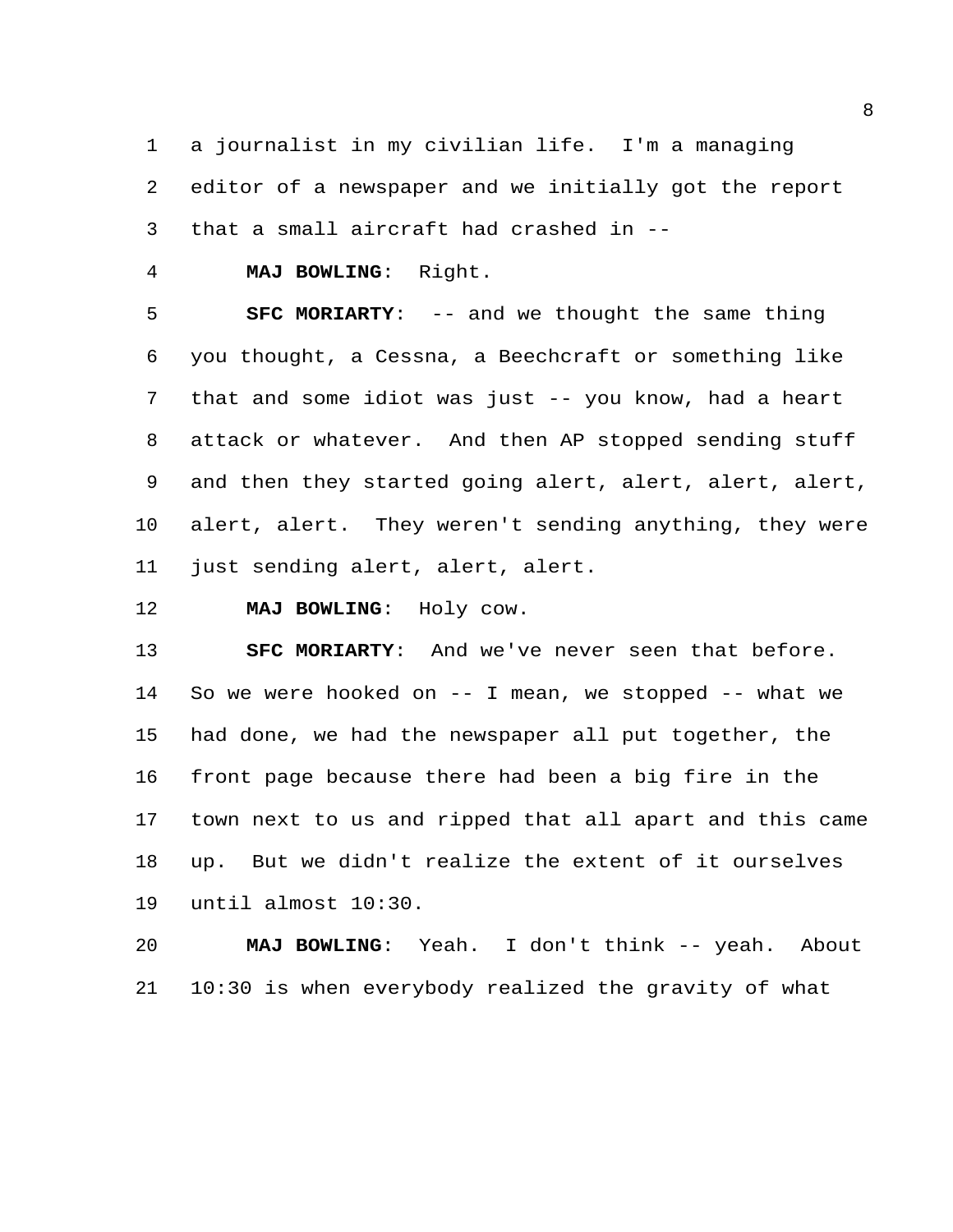a journalist in my civilian life. I'm a managing editor of a newspaper and we initially got the report that a small aircraft had crashed in --

**MAJ BOWLING**: Right.

**SFC MORIARTY**: -- and we thought the same thing you thought, a Cessna, a Beechcraft or something like that and some idiot was just -- you know, had a heart attack or whatever. And then AP stopped sending stuff and then they started going alert, alert, alert, alert, alert, alert. They weren't sending anything, they were just sending alert, alert, alert.

**MAJ BOWLING**: Holy cow.

**SFC MORIARTY**: And we've never seen that before. So we were hooked on -- I mean, we stopped -- what we had done, we had the newspaper all put together, the front page because there had been a big fire in the town next to us and ripped that all apart and this came up. But we didn't realize the extent of it ourselves until almost 10:30.

**MAJ BOWLING**: Yeah. I don't think -- yeah. About 10:30 is when everybody realized the gravity of what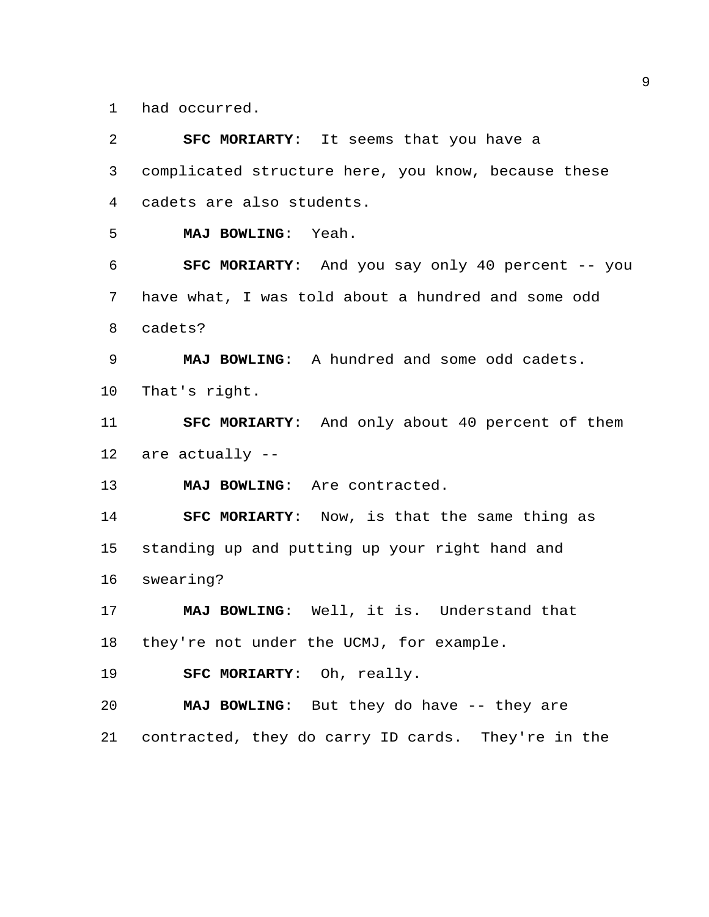had occurred.

**SFC MORIARTY**: It seems that you have a complicated structure here, you know, because these cadets are also students.

**MAJ BOWLING**: Yeah.

**SFC MORIARTY**: And you say only 40 percent -- you have what, I was told about a hundred and some odd cadets?

**MAJ BOWLING**: A hundred and some odd cadets. That's right.

**SFC MORIARTY**: And only about 40 percent of them are actually --

**MAJ BOWLING**: Are contracted.

**SFC MORIARTY**: Now, is that the same thing as standing up and putting up your right hand and swearing?

**MAJ BOWLING**: Well, it is. Understand that they're not under the UCMJ, for example.

**SFC MORIARTY**: Oh, really.

**MAJ BOWLING**: But they do have -- they are contracted, they do carry ID cards. They're in the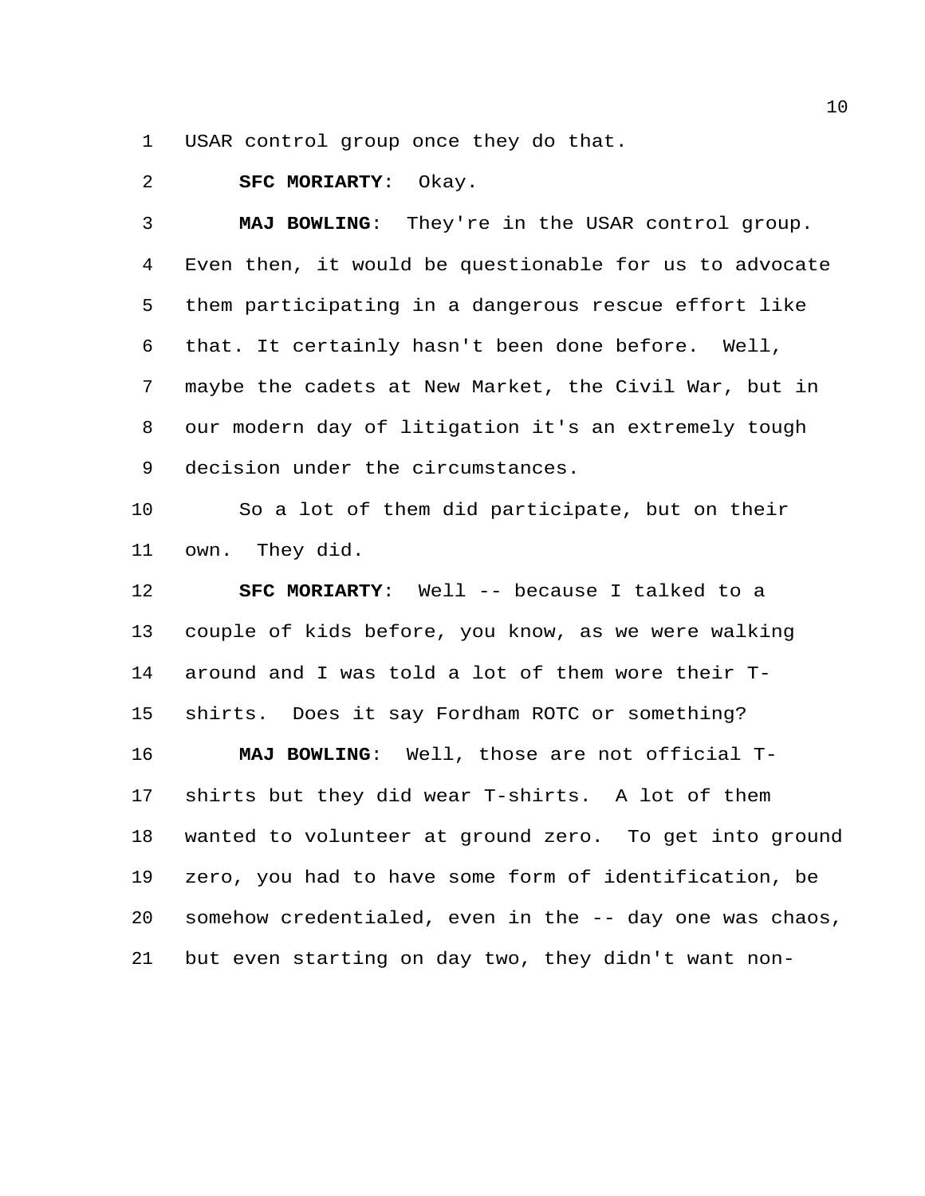USAR control group once they do that.

**SFC MORIARTY**: Okay.

**MAJ BOWLING**: They're in the USAR control group. Even then, it would be questionable for us to advocate them participating in a dangerous rescue effort like that. It certainly hasn't been done before. Well, maybe the cadets at New Market, the Civil War, but in our modern day of litigation it's an extremely tough decision under the circumstances.

So a lot of them did participate, but on their own. They did.

**SFC MORIARTY**: Well -- because I talked to a couple of kids before, you know, as we were walking around and I was told a lot of them wore their T-shirts. Does it say Fordham ROTC or something?

**MAJ BOWLING**: Well, those are not official T-shirts but they did wear T-shirts. A lot of them wanted to volunteer at ground zero. To get into ground zero, you had to have some form of identification, be somehow credentialed, even in the -- day one was chaos, but even starting on day two, they didn't want non-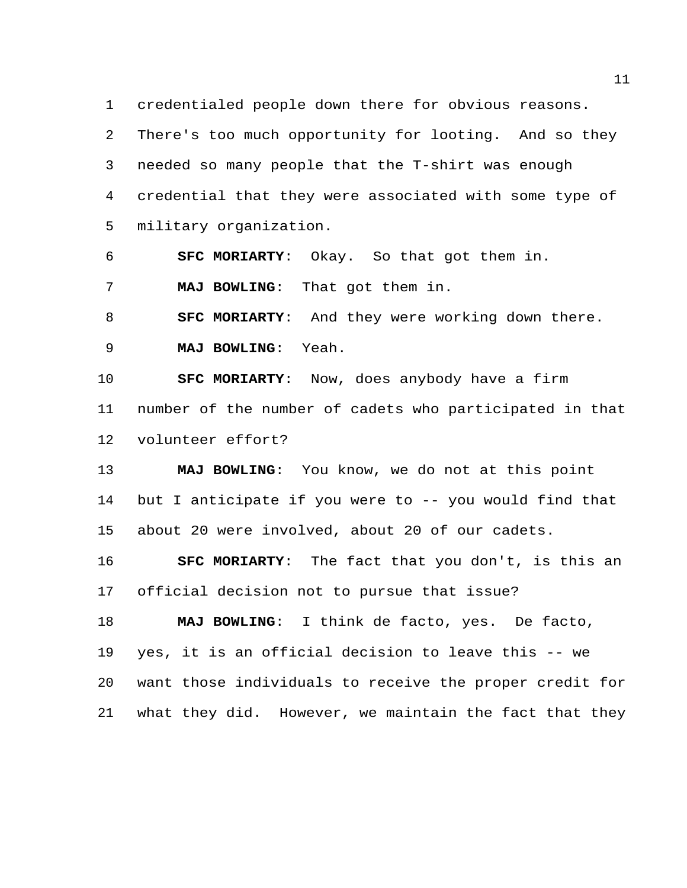credentialed people down there for obvious reasons. There's too much opportunity for looting. And so they needed so many people that the T-shirt was enough credential that they were associated with some type of military organization.

**SFC MORIARTY**: Okay. So that got them in.

**MAJ BOWLING**: That got them in.

**SFC MORIARTY**: And they were working down there.

**MAJ BOWLING**: Yeah.

**SFC MORIARTY**: Now, does anybody have a firm number of the number of cadets who participated in that volunteer effort?

**MAJ BOWLING**: You know, we do not at this point but I anticipate if you were to -- you would find that about 20 were involved, about 20 of our cadets.

**SFC MORIARTY**: The fact that you don't, is this an official decision not to pursue that issue?

**MAJ BOWLING**: I think de facto, yes. De facto, yes, it is an official decision to leave this -- we want those individuals to receive the proper credit for what they did. However, we maintain the fact that they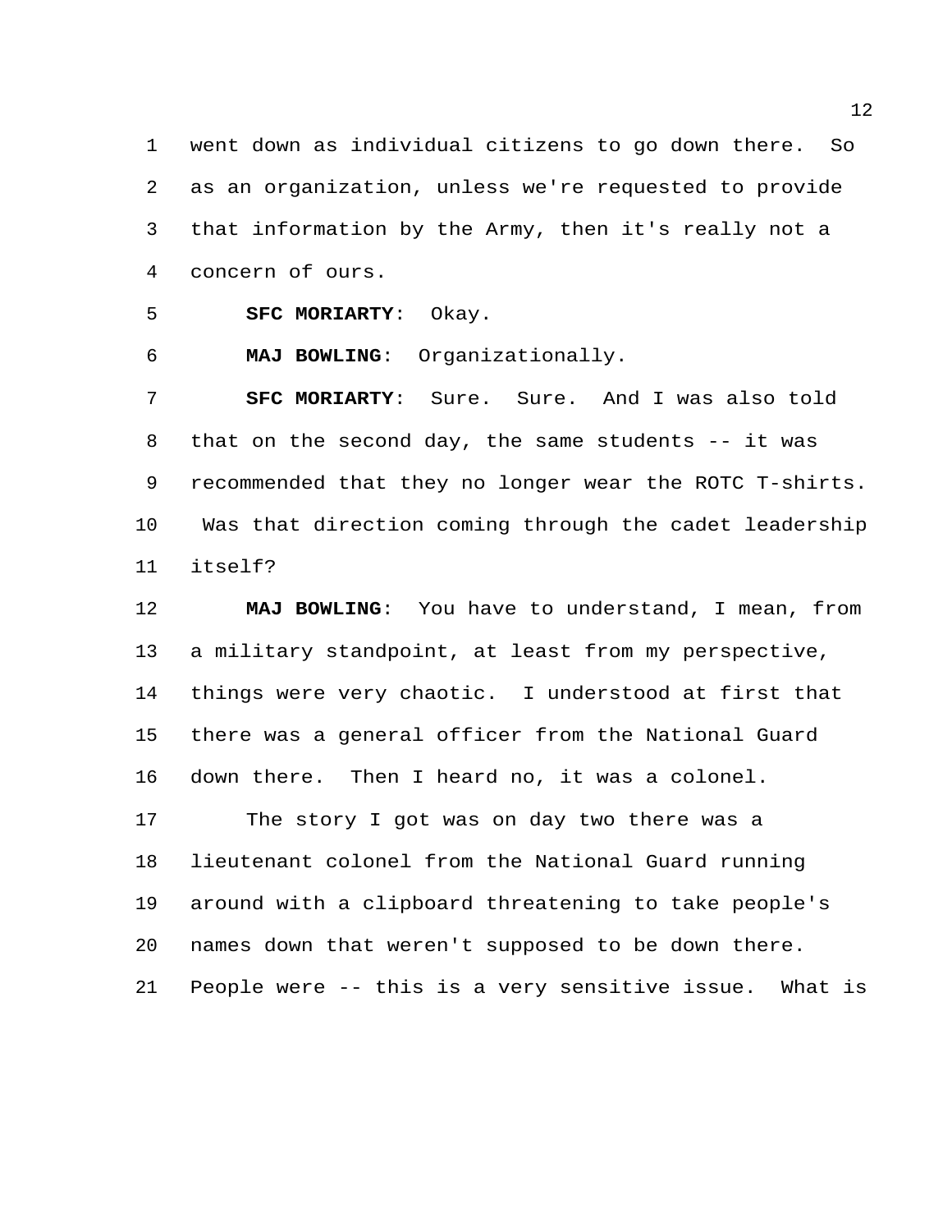went down as individual citizens to go down there. So as an organization, unless we're requested to provide that information by the Army, then it's really not a concern of ours.

**SFC MORIARTY**: Okay.

**MAJ BOWLING**: Organizationally.

**SFC MORIARTY**: Sure. Sure. And I was also told that on the second day, the same students -- it was recommended that they no longer wear the ROTC T-shirts. Was that direction coming through the cadet leadership itself?

**MAJ BOWLING**: You have to understand, I mean, from a military standpoint, at least from my perspective, things were very chaotic. I understood at first that there was a general officer from the National Guard down there. Then I heard no, it was a colonel.

The story I got was on day two there was a lieutenant colonel from the National Guard running around with a clipboard threatening to take people's names down that weren't supposed to be down there. People were -- this is a very sensitive issue. What is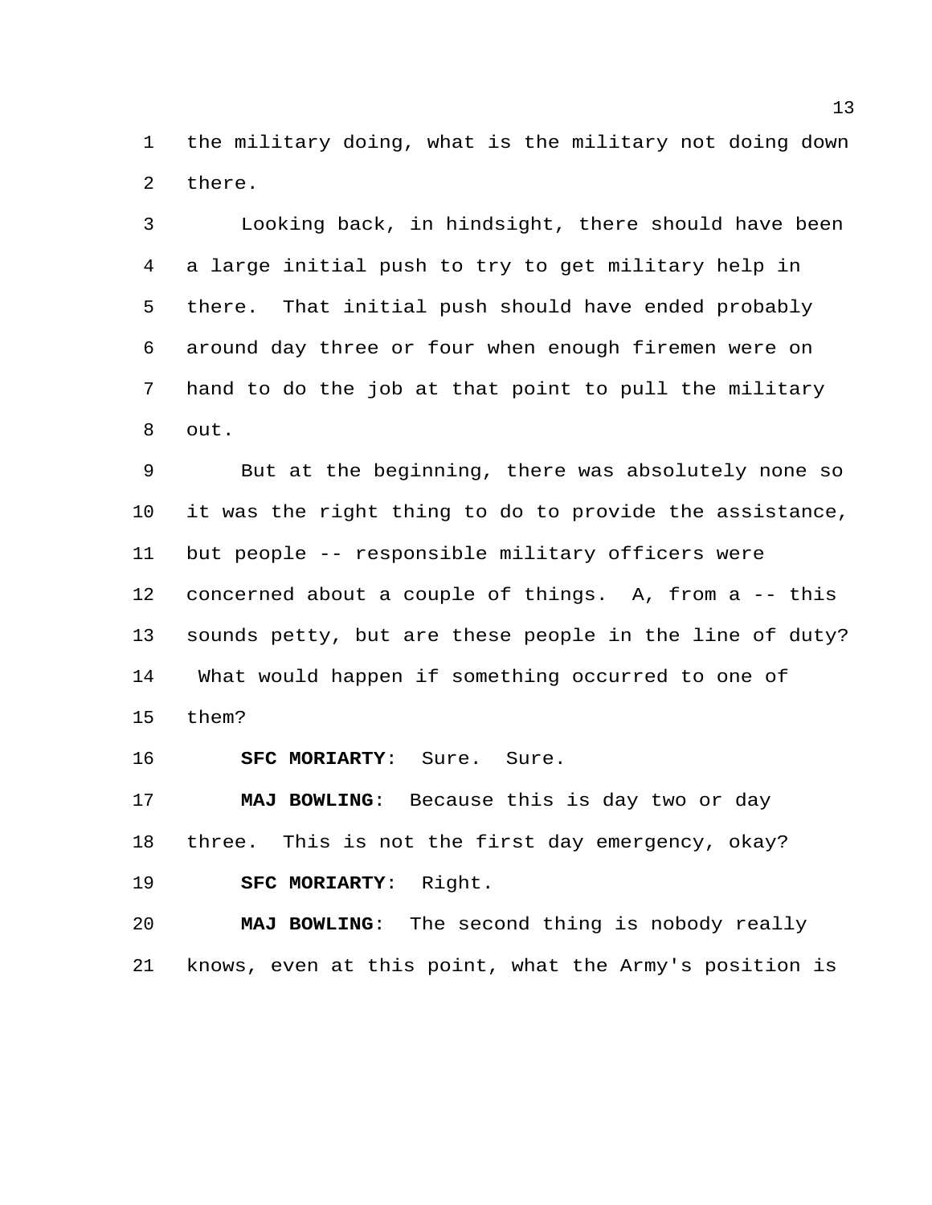the military doing, what is the military not doing down there.

Looking back, in hindsight, there should have been a large initial push to try to get military help in there. That initial push should have ended probably around day three or four when enough firemen were on hand to do the job at that point to pull the military out.

But at the beginning, there was absolutely none so it was the right thing to do to provide the assistance, but people -- responsible military officers were concerned about a couple of things. A, from a -- this sounds petty, but are these people in the line of duty? What would happen if something occurred to one of them?

**SFC MORIARTY**: Sure. Sure.

**MAJ BOWLING**: Because this is day two or day three. This is not the first day emergency, okay?

**SFC MORIARTY**: Right.

**MAJ BOWLING**: The second thing is nobody really knows, even at this point, what the Army's position is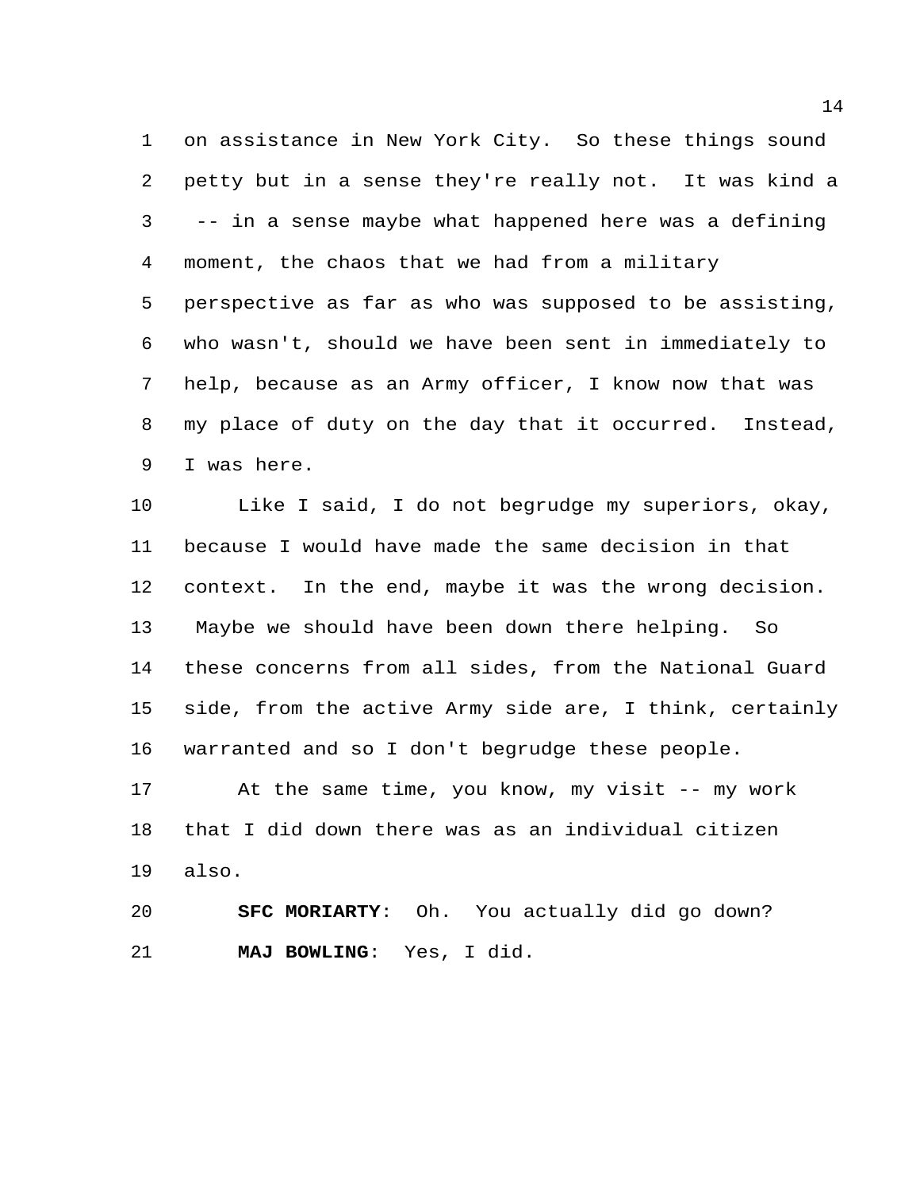on assistance in New York City. So these things sound petty but in a sense they're really not. It was kind a -- in a sense maybe what happened here was a defining moment, the chaos that we had from a military perspective as far as who was supposed to be assisting, who wasn't, should we have been sent in immediately to help, because as an Army officer, I know now that was my place of duty on the day that it occurred. Instead, I was here.

Like I said, I do not begrudge my superiors, okay, because I would have made the same decision in that context. In the end, maybe it was the wrong decision. Maybe we should have been down there helping. So these concerns from all sides, from the National Guard side, from the active Army side are, I think, certainly warranted and so I don't begrudge these people.

At the same time, you know, my visit -- my work that I did down there was as an individual citizen also.

**SFC MORIARTY**: Oh. You actually did go down?

**MAJ BOWLING**: Yes, I did.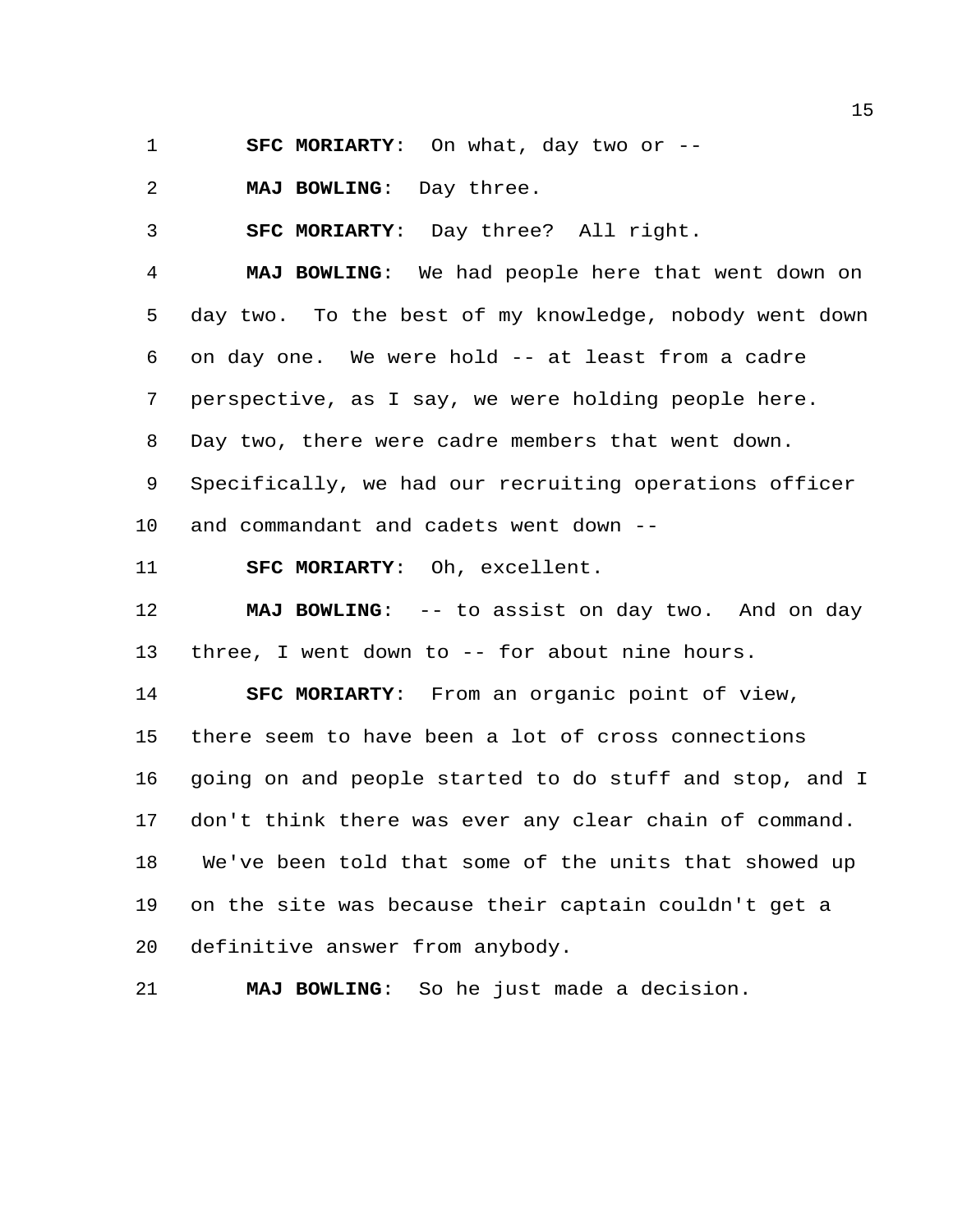**SFC MORIARTY**: On what, day two or --

**MAJ BOWLING**: Day three.

**SFC MORIARTY**: Day three? All right.

**MAJ BOWLING**: We had people here that went down on day two. To the best of my knowledge, nobody went down on day one. We were hold -- at least from a cadre perspective, as I say, we were holding people here. Day two, there were cadre members that went down. Specifically, we had our recruiting operations officer and commandant and cadets went down --

**SFC MORIARTY**: Oh, excellent.

**MAJ BOWLING**: -- to assist on day two. And on day three, I went down to -- for about nine hours.

**SFC MORIARTY**: From an organic point of view, there seem to have been a lot of cross connections going on and people started to do stuff and stop, and I don't think there was ever any clear chain of command. We've been told that some of the units that showed up on the site was because their captain couldn't get a definitive answer from anybody.

**MAJ BOWLING**: So he just made a decision.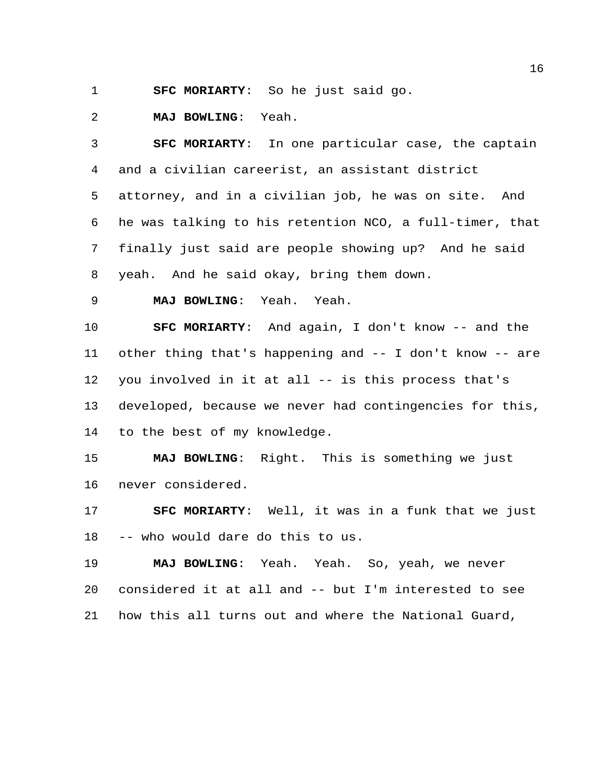**SFC MORIARTY**: So he just said go.

**MAJ BOWLING**: Yeah.

**SFC MORIARTY**: In one particular case, the captain and a civilian careerist, an assistant district attorney, and in a civilian job, he was on site. And he was talking to his retention NCO, a full-timer, that finally just said are people showing up? And he said yeah. And he said okay, bring them down.

**MAJ BOWLING**: Yeah. Yeah.

**SFC MORIARTY**: And again, I don't know -- and the other thing that's happening and -- I don't know -- are you involved in it at all -- is this process that's developed, because we never had contingencies for this, to the best of my knowledge.

**MAJ BOWLING**: Right. This is something we just never considered.

**SFC MORIARTY**: Well, it was in a funk that we just -- who would dare do this to us.

**MAJ BOWLING**: Yeah. Yeah. So, yeah, we never considered it at all and -- but I'm interested to see how this all turns out and where the National Guard,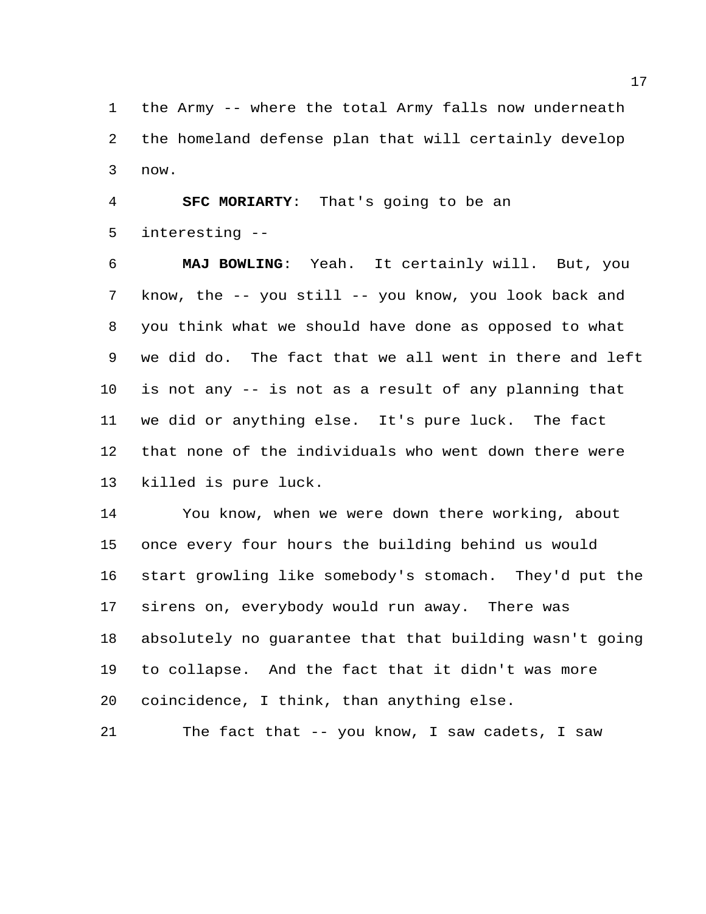the Army -- where the total Army falls now underneath the homeland defense plan that will certainly develop now.

**SFC MORIARTY**: That's going to be an interesting --

**MAJ BOWLING**: Yeah. It certainly will. But, you know, the -- you still -- you know, you look back and you think what we should have done as opposed to what we did do. The fact that we all went in there and left is not any -- is not as a result of any planning that we did or anything else. It's pure luck. The fact that none of the individuals who went down there were killed is pure luck.

You know, when we were down there working, about once every four hours the building behind us would start growling like somebody's stomach. They'd put the sirens on, everybody would run away. There was absolutely no guarantee that that building wasn't going to collapse. And the fact that it didn't was more coincidence, I think, than anything else.

The fact that -- you know, I saw cadets, I saw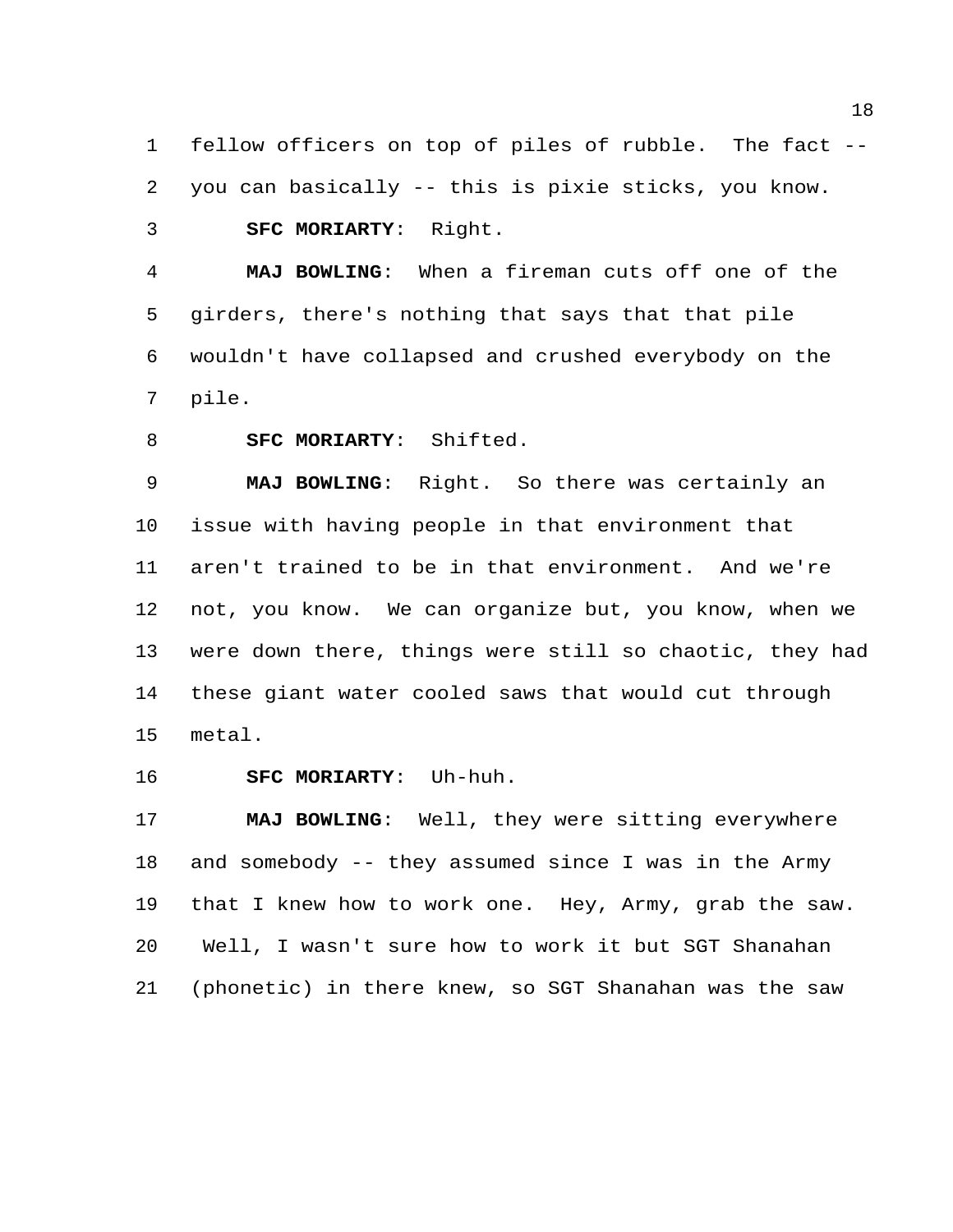fellow officers on top of piles of rubble. The fact -- you can basically -- this is pixie sticks, you know.

**SFC MORIARTY**: Right.

**MAJ BOWLING**: When a fireman cuts off one of the girders, there's nothing that says that that pile wouldn't have collapsed and crushed everybody on the pile.

**SFC MORIARTY**: Shifted.

**MAJ BOWLING**: Right. So there was certainly an issue with having people in that environment that aren't trained to be in that environment. And we're not, you know. We can organize but, you know, when we were down there, things were still so chaotic, they had these giant water cooled saws that would cut through metal.

**SFC MORIARTY**: Uh-huh.

**MAJ BOWLING**: Well, they were sitting everywhere and somebody -- they assumed since I was in the Army that I knew how to work one. Hey, Army, grab the saw. Well, I wasn't sure how to work it but SGT Shanahan (phonetic) in there knew, so SGT Shanahan was the saw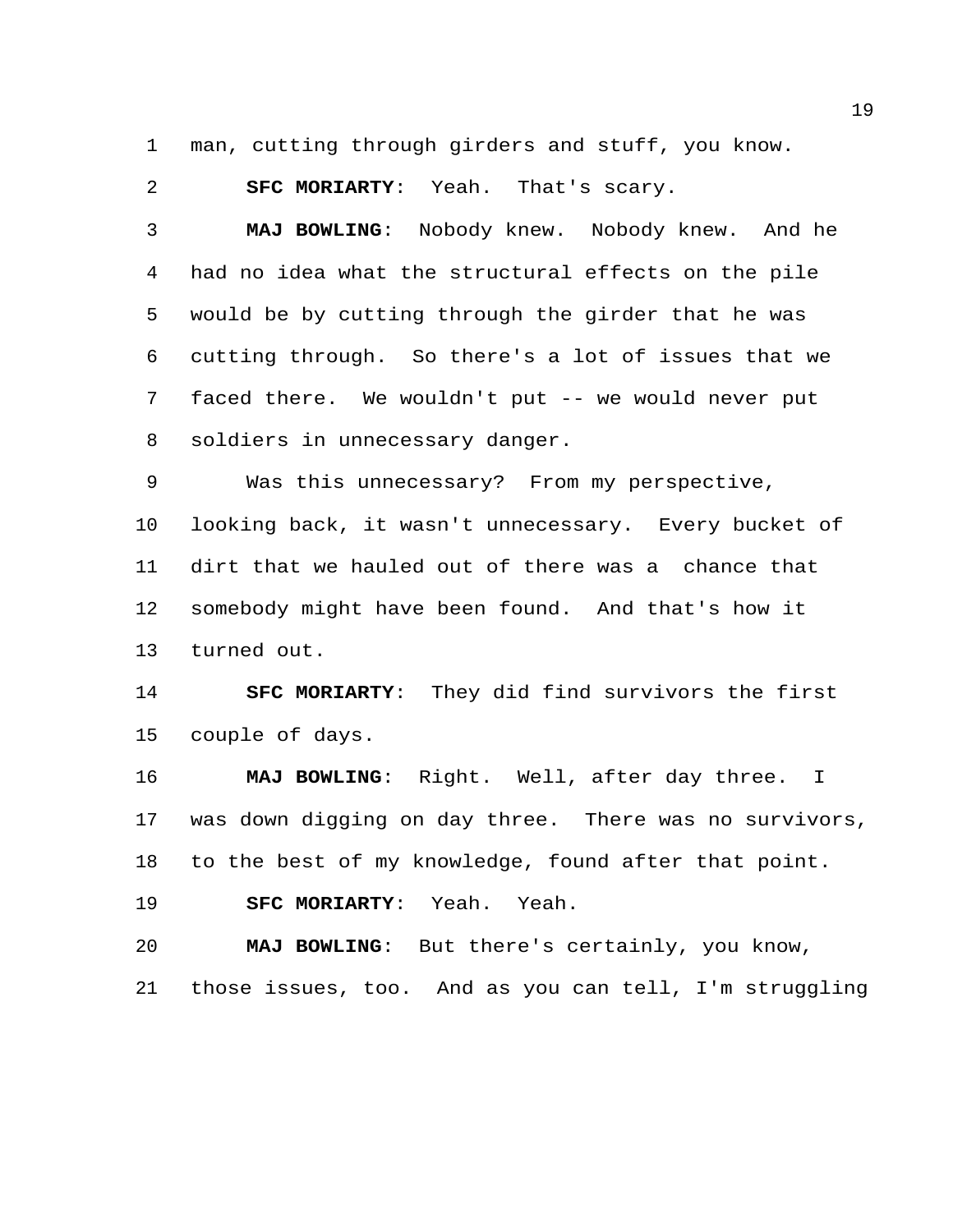man, cutting through girders and stuff, you know.

**SFC MORIARTY**: Yeah. That's scary.

**MAJ BOWLING**: Nobody knew. Nobody knew. And he had no idea what the structural effects on the pile would be by cutting through the girder that he was cutting through. So there's a lot of issues that we faced there. We wouldn't put -- we would never put soldiers in unnecessary danger.

Was this unnecessary? From my perspective, looking back, it wasn't unnecessary. Every bucket of dirt that we hauled out of there was a chance that somebody might have been found. And that's how it turned out.

**SFC MORIARTY**: They did find survivors the first couple of days.

**MAJ BOWLING**: Right. Well, after day three. I was down digging on day three. There was no survivors, to the best of my knowledge, found after that point.

**SFC MORIARTY**: Yeah. Yeah.

**MAJ BOWLING**: But there's certainly, you know, those issues, too. And as you can tell, I'm struggling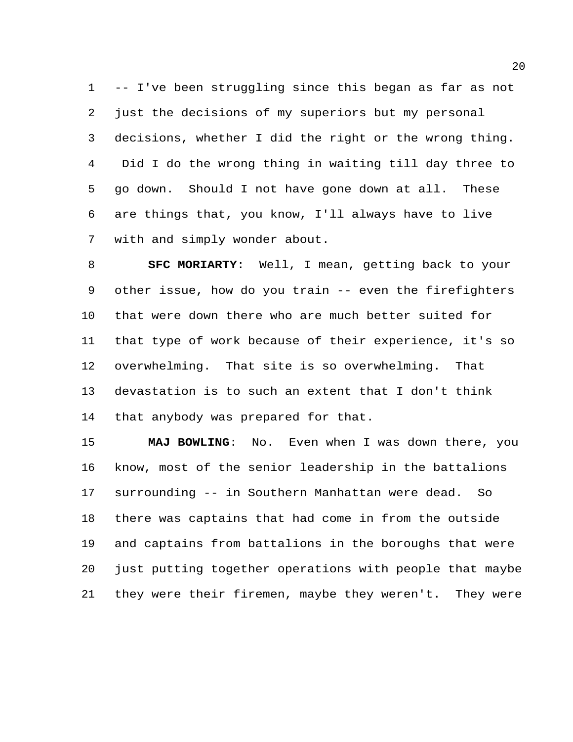-- I've been struggling since this began as far as not just the decisions of my superiors but my personal decisions, whether I did the right or the wrong thing. Did I do the wrong thing in waiting till day three to go down. Should I not have gone down at all. These are things that, you know, I'll always have to live with and simply wonder about.

**SFC MORIARTY**: Well, I mean, getting back to your other issue, how do you train -- even the firefighters that were down there who are much better suited for that type of work because of their experience, it's so overwhelming. That site is so overwhelming. That devastation is to such an extent that I don't think that anybody was prepared for that.

**MAJ BOWLING**: No. Even when I was down there, you know, most of the senior leadership in the battalions surrounding -- in Southern Manhattan were dead. So there was captains that had come in from the outside and captains from battalions in the boroughs that were just putting together operations with people that maybe they were their firemen, maybe they weren't. They were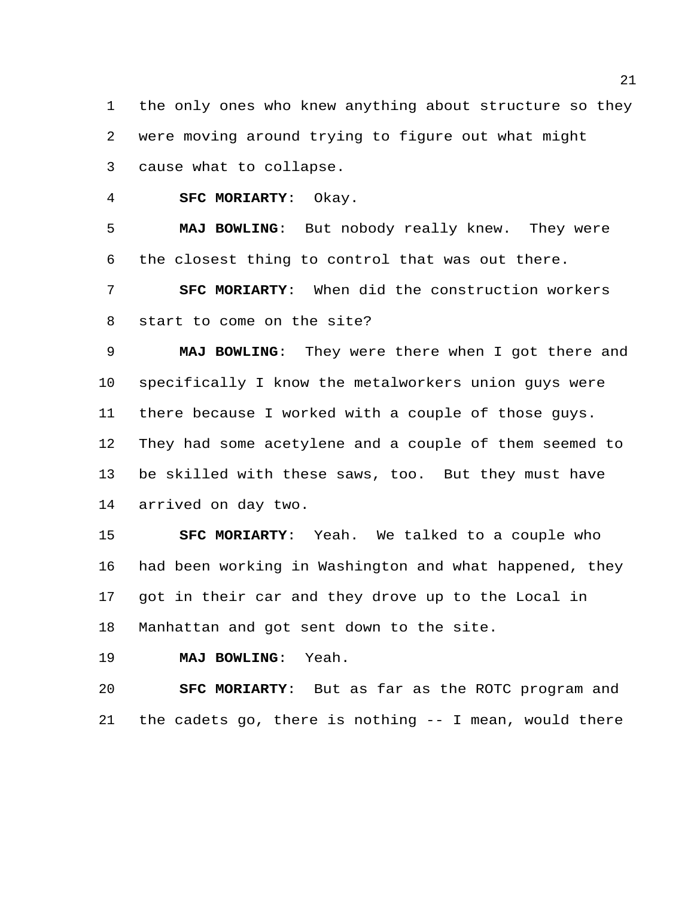the only ones who knew anything about structure so they were moving around trying to figure out what might cause what to collapse.

**SFC MORIARTY**: Okay.

**MAJ BOWLING**: But nobody really knew. They were the closest thing to control that was out there.

**SFC MORIARTY**: When did the construction workers start to come on the site?

**MAJ BOWLING**: They were there when I got there and specifically I know the metalworkers union guys were there because I worked with a couple of those guys. They had some acetylene and a couple of them seemed to be skilled with these saws, too. But they must have arrived on day two.

**SFC MORIARTY**: Yeah. We talked to a couple who had been working in Washington and what happened, they got in their car and they drove up to the Local in Manhattan and got sent down to the site.

**MAJ BOWLING**: Yeah.

**SFC MORIARTY**: But as far as the ROTC program and the cadets go, there is nothing -- I mean, would there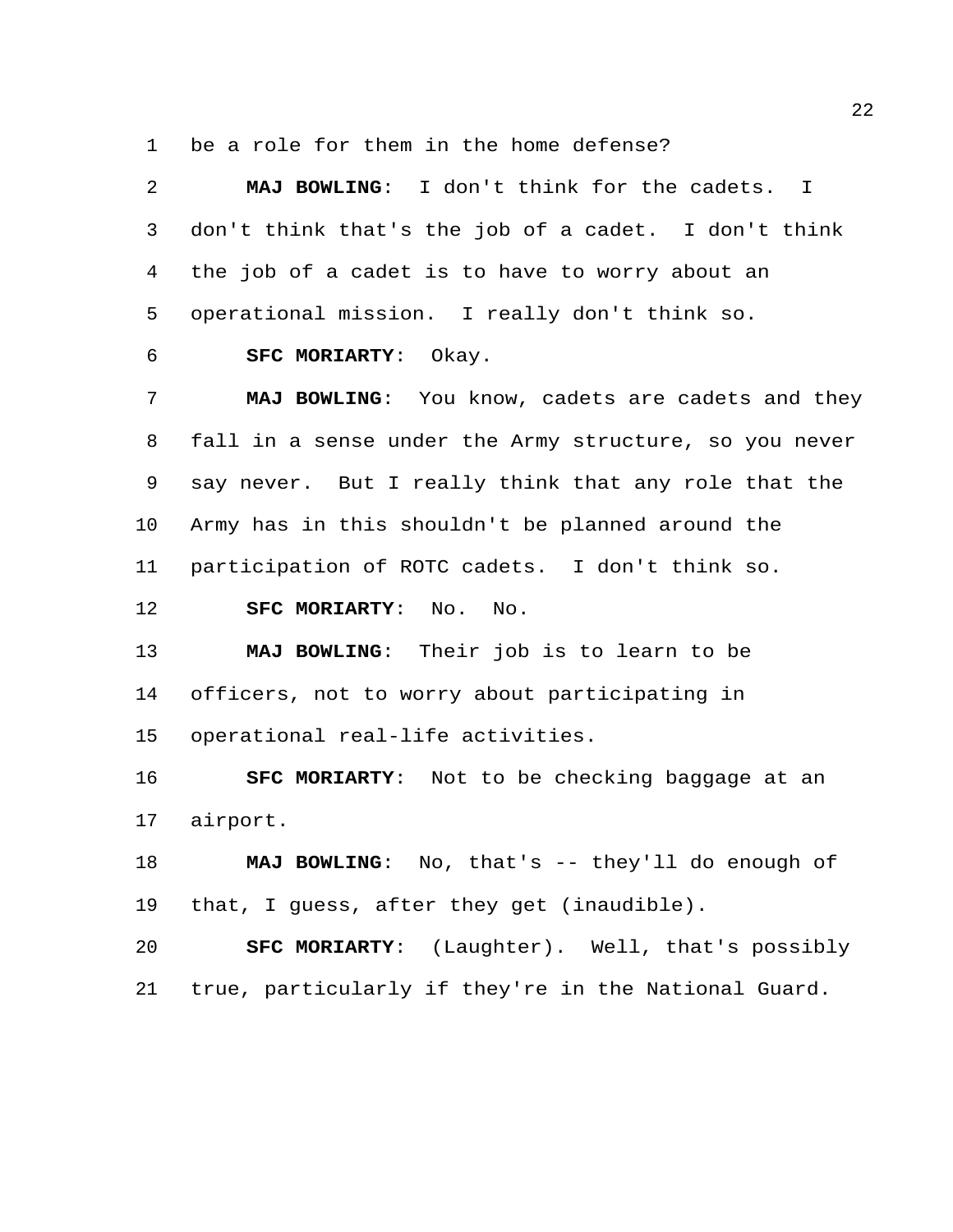be a role for them in the home defense?

**MAJ BOWLING**: I don't think for the cadets. I don't think that's the job of a cadet. I don't think the job of a cadet is to have to worry about an operational mission. I really don't think so.

**SFC MORIARTY**: Okay.

**MAJ BOWLING**: You know, cadets are cadets and they fall in a sense under the Army structure, so you never say never. But I really think that any role that the Army has in this shouldn't be planned around the participation of ROTC cadets. I don't think so.

**SFC MORIARTY**: No. No.

**MAJ BOWLING**: Their job is to learn to be officers, not to worry about participating in operational real-life activities.

**SFC MORIARTY**: Not to be checking baggage at an airport.

**MAJ BOWLING**: No, that's -- they'll do enough of that, I guess, after they get (inaudible).

**SFC MORIARTY**: (Laughter). Well, that's possibly true, particularly if they're in the National Guard.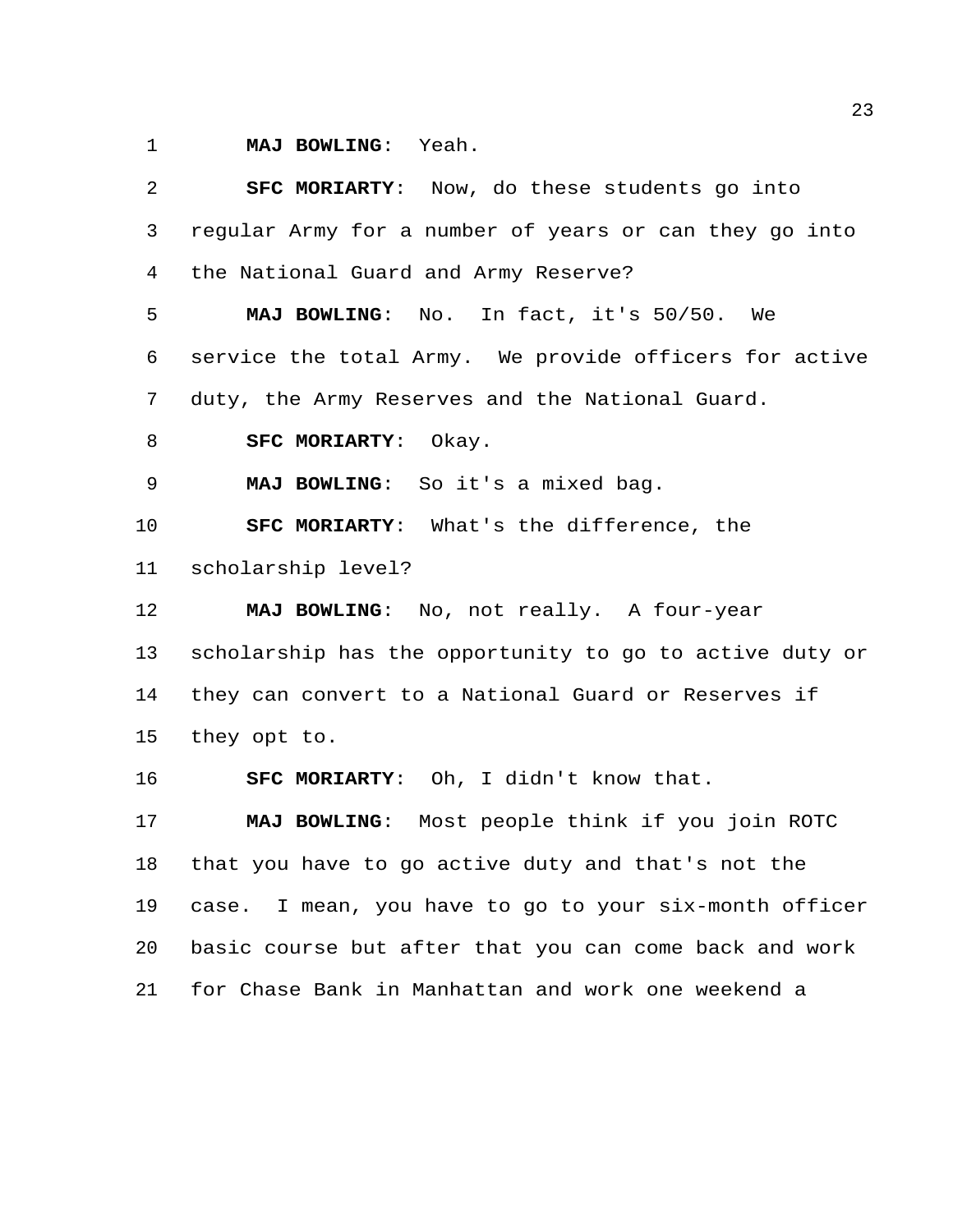**MAJ BOWLING**: Yeah.

**SFC MORIARTY**: Now, do these students go into regular Army for a number of years or can they go into the National Guard and Army Reserve?

**MAJ BOWLING**: No. In fact, it's 50/50. We service the total Army. We provide officers for active duty, the Army Reserves and the National Guard.

**SFC MORIARTY**: Okay.

**MAJ BOWLING**: So it's a mixed bag.

**SFC MORIARTY**: What's the difference, the scholarship level?

**MAJ BOWLING**: No, not really. A four-year scholarship has the opportunity to go to active duty or they can convert to a National Guard or Reserves if they opt to.

**SFC MORIARTY**: Oh, I didn't know that.

**MAJ BOWLING**: Most people think if you join ROTC that you have to go active duty and that's not the case. I mean, you have to go to your six-month officer basic course but after that you can come back and work for Chase Bank in Manhattan and work one weekend a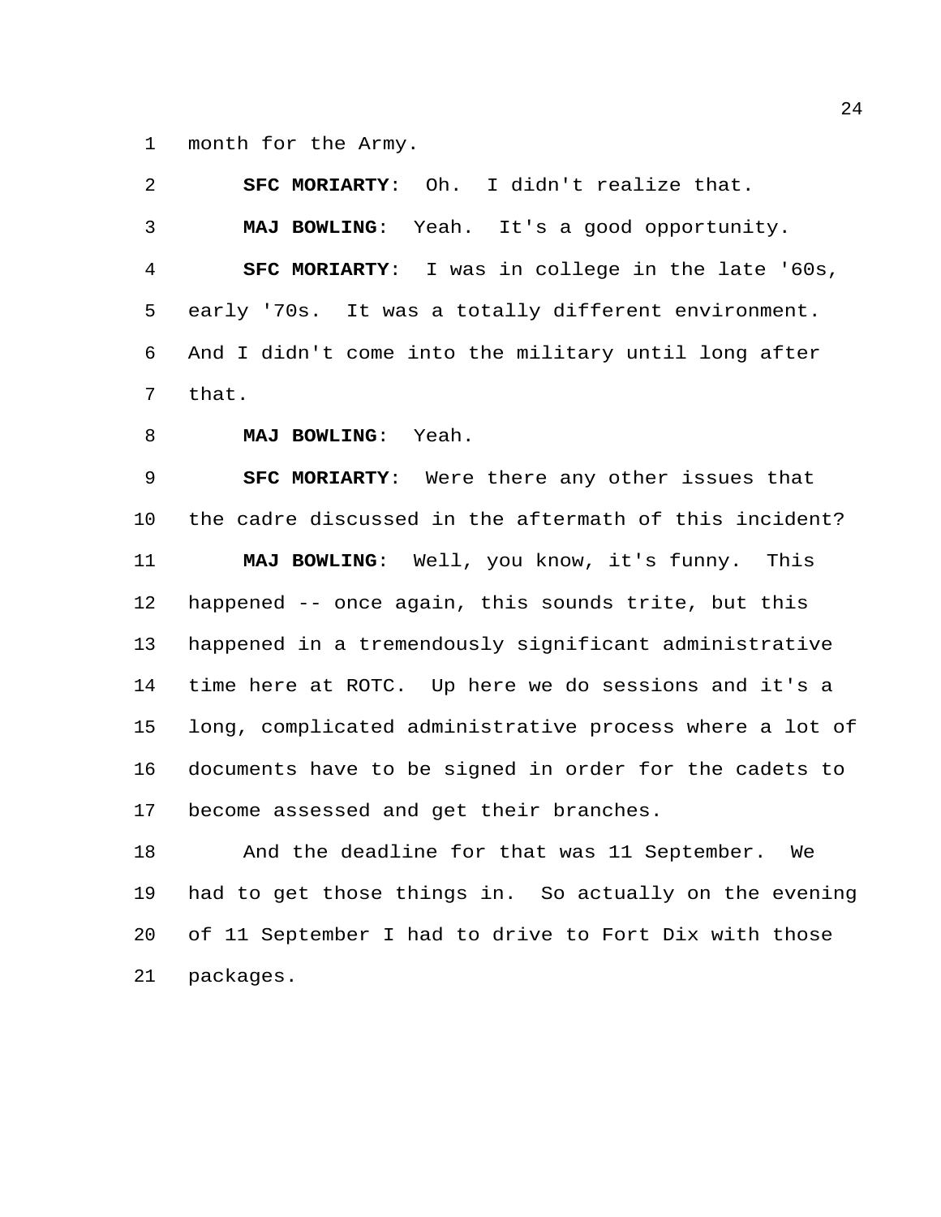month for the Army.

**SFC MORIARTY**: Oh. I didn't realize that.

**MAJ BOWLING**: Yeah. It's a good opportunity.

**SFC MORIARTY**: I was in college in the late '60s, early '70s. It was a totally different environment. And I didn't come into the military until long after that.

**MAJ BOWLING**: Yeah.

**SFC MORIARTY**: Were there any other issues that the cadre discussed in the aftermath of this incident?

**MAJ BOWLING**: Well, you know, it's funny. This happened -- once again, this sounds trite, but this happened in a tremendously significant administrative time here at ROTC. Up here we do sessions and it's a long, complicated administrative process where a lot of documents have to be signed in order for the cadets to become assessed and get their branches.

And the deadline for that was 11 September. We had to get those things in. So actually on the evening of 11 September I had to drive to Fort Dix with those packages.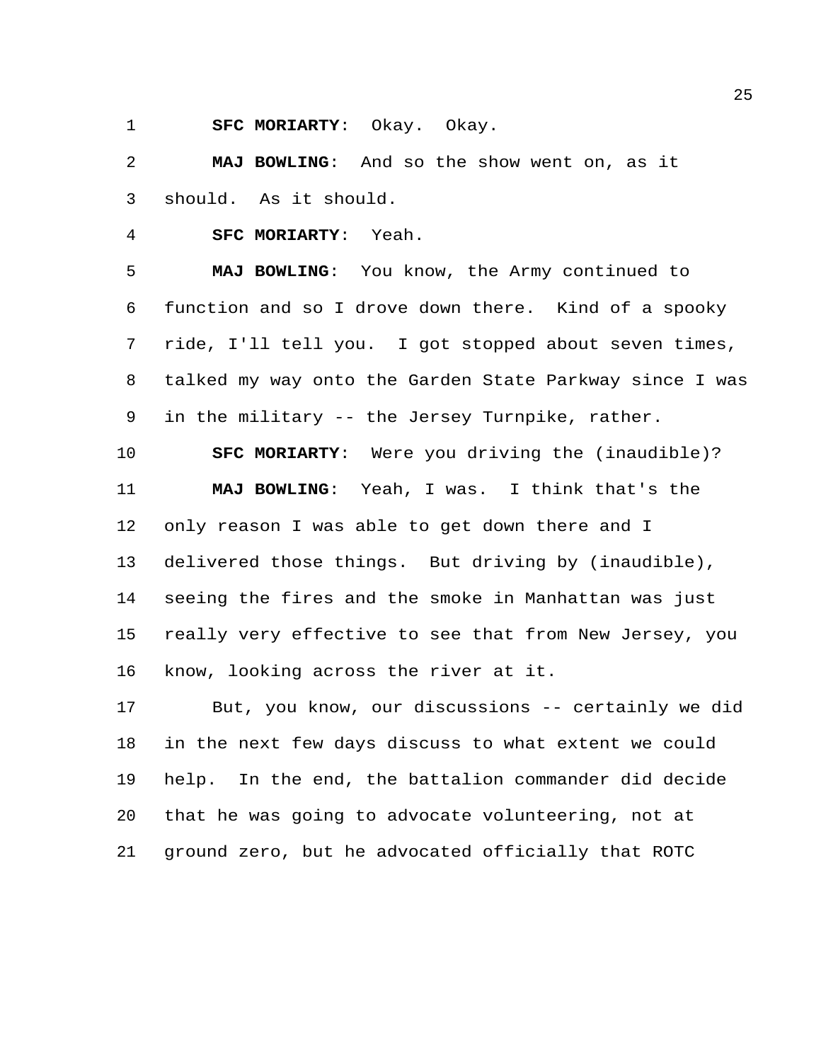**SFC MORIARTY**: Okay. Okay.

**MAJ BOWLING**: And so the show went on, as it should. As it should.

**SFC MORIARTY**: Yeah.

**MAJ BOWLING**: You know, the Army continued to function and so I drove down there. Kind of a spooky ride, I'll tell you. I got stopped about seven times, talked my way onto the Garden State Parkway since I was in the military -- the Jersey Turnpike, rather.

**SFC MORIARTY**: Were you driving the (inaudible)?

**MAJ BOWLING**: Yeah, I was. I think that's the only reason I was able to get down there and I delivered those things. But driving by (inaudible), seeing the fires and the smoke in Manhattan was just really very effective to see that from New Jersey, you know, looking across the river at it.

But, you know, our discussions -- certainly we did in the next few days discuss to what extent we could help. In the end, the battalion commander did decide that he was going to advocate volunteering, not at ground zero, but he advocated officially that ROTC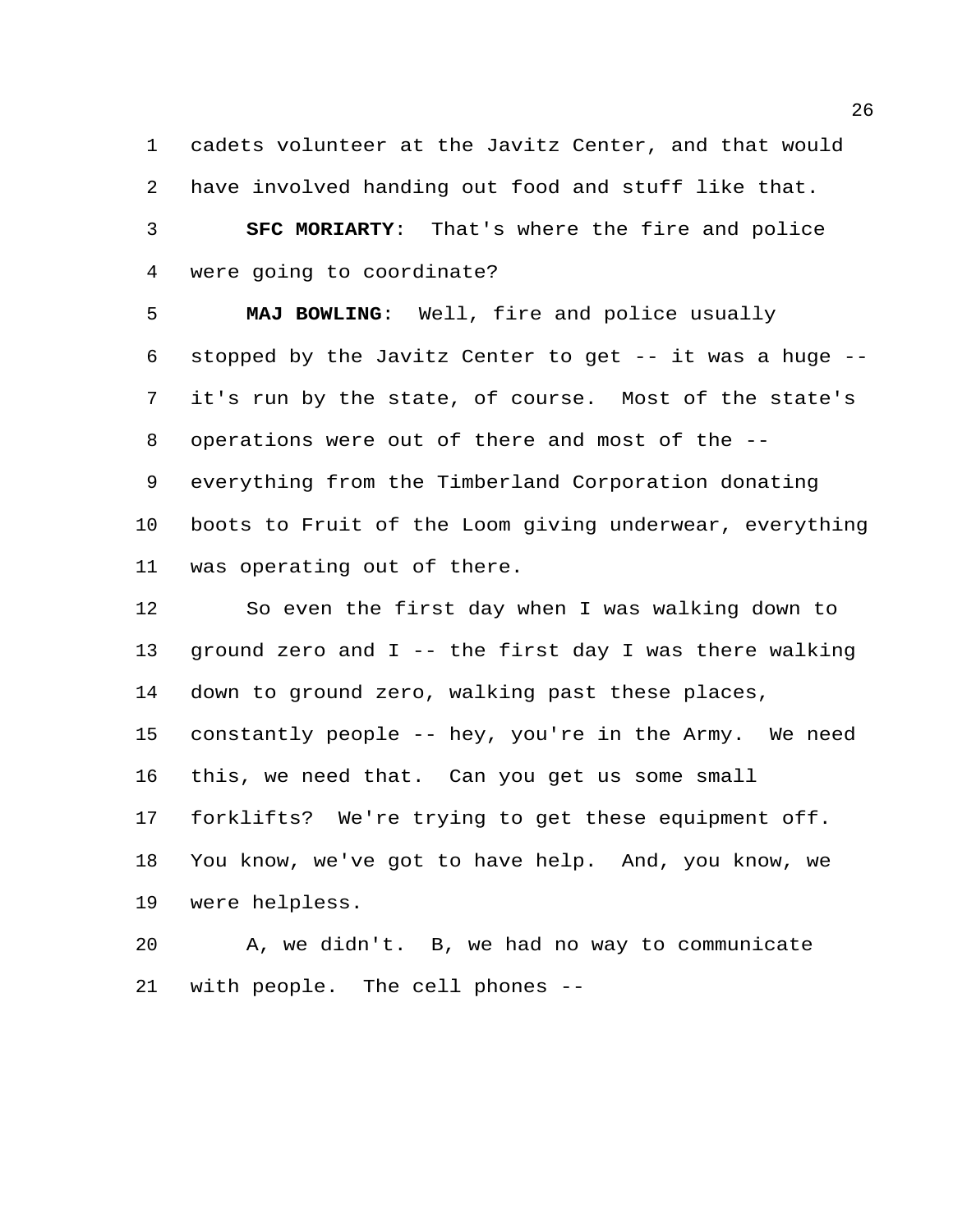cadets volunteer at the Javitz Center, and that would have involved handing out food and stuff like that.

**SFC MORIARTY**: That's where the fire and police were going to coordinate?

**MAJ BOWLING**: Well, fire and police usually stopped by the Javitz Center to get -- it was a huge -- it's run by the state, of course. Most of the state's operations were out of there and most of the -- everything from the Timberland Corporation donating boots to Fruit of the Loom giving underwear, everything was operating out of there.

So even the first day when I was walking down to ground zero and I -- the first day I was there walking down to ground zero, walking past these places, constantly people -- hey, you're in the Army. We need this, we need that. Can you get us some small forklifts? We're trying to get these equipment off. You know, we've got to have help. And, you know, we were helpless.

A, we didn't. B, we had no way to communicate with people. The cell phones --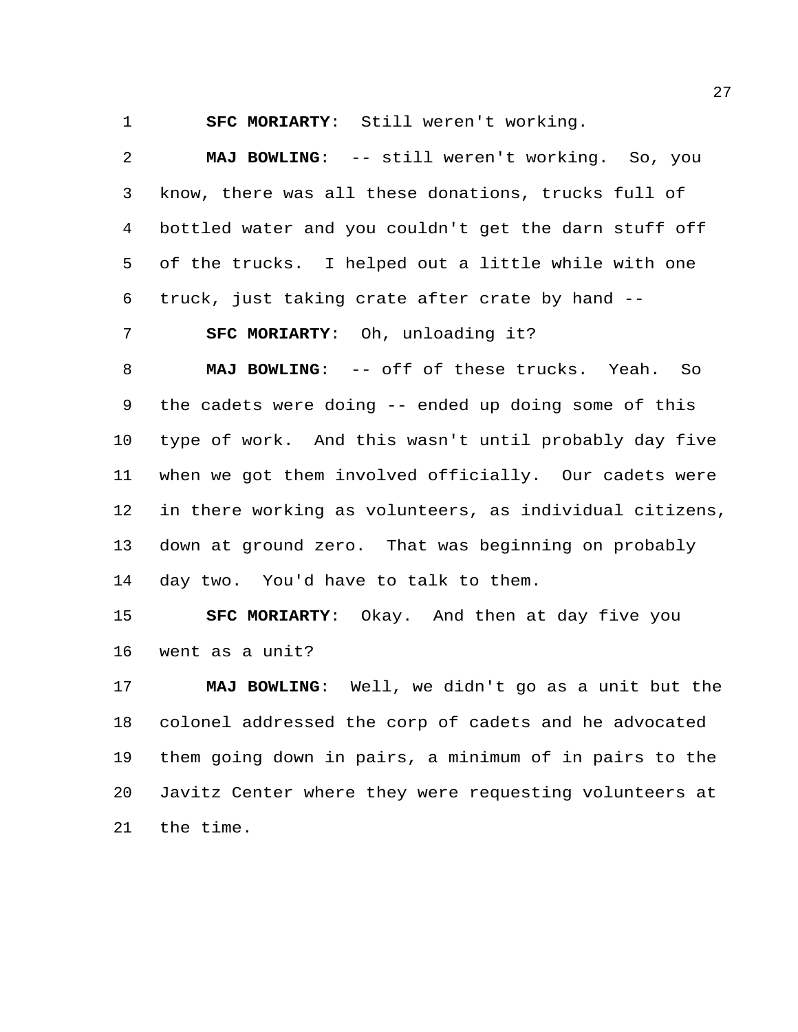**SFC MORIARTY**: Still weren't working.

**MAJ BOWLING**: -- still weren't working. So, you know, there was all these donations, trucks full of bottled water and you couldn't get the darn stuff off of the trucks. I helped out a little while with one truck, just taking crate after crate by hand --

**SFC MORIARTY**: Oh, unloading it?

**MAJ BOWLING**: -- off of these trucks. Yeah. So the cadets were doing -- ended up doing some of this type of work. And this wasn't until probably day five when we got them involved officially. Our cadets were in there working as volunteers, as individual citizens, down at ground zero. That was beginning on probably day two. You'd have to talk to them.

**SFC MORIARTY**: Okay. And then at day five you went as a unit?

**MAJ BOWLING**: Well, we didn't go as a unit but the colonel addressed the corp of cadets and he advocated them going down in pairs, a minimum of in pairs to the Javitz Center where they were requesting volunteers at the time.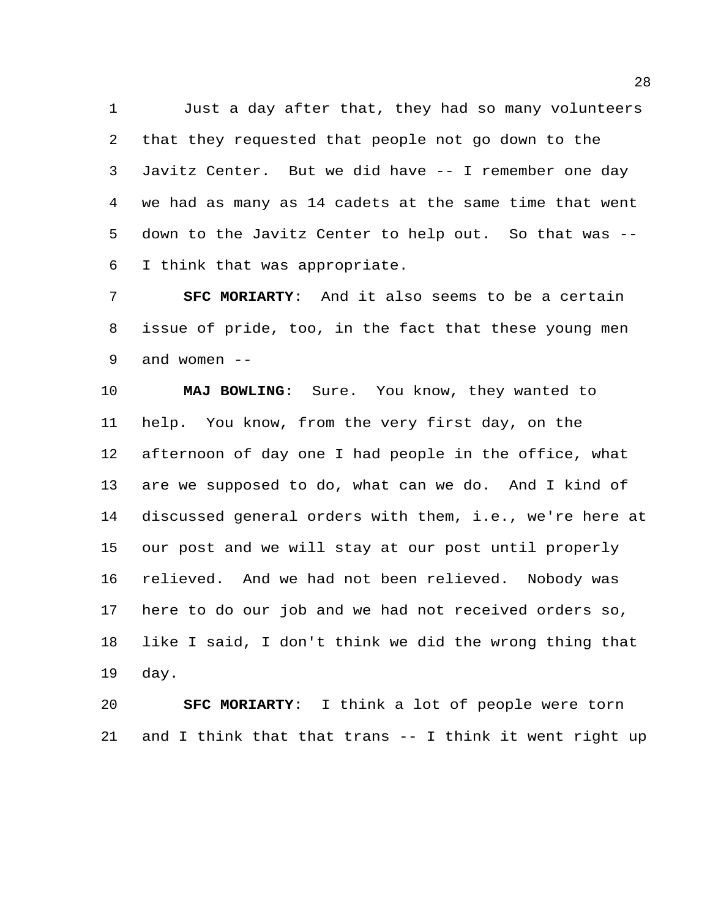Just a day after that, they had so many volunteers that they requested that people not go down to the Javitz Center. But we did have -- I remember one day we had as many as 14 cadets at the same time that went down to the Javitz Center to help out. So that was -- I think that was appropriate.

**SFC MORIARTY**: And it also seems to be a certain issue of pride, too, in the fact that these young men and women --

**MAJ BOWLING**: Sure. You know, they wanted to help. You know, from the very first day, on the afternoon of day one I had people in the office, what are we supposed to do, what can we do. And I kind of discussed general orders with them, i.e., we're here at our post and we will stay at our post until properly relieved. And we had not been relieved. Nobody was here to do our job and we had not received orders so, like I said, I don't think we did the wrong thing that day.

**SFC MORIARTY**: I think a lot of people were torn and I think that that trans -- I think it went right up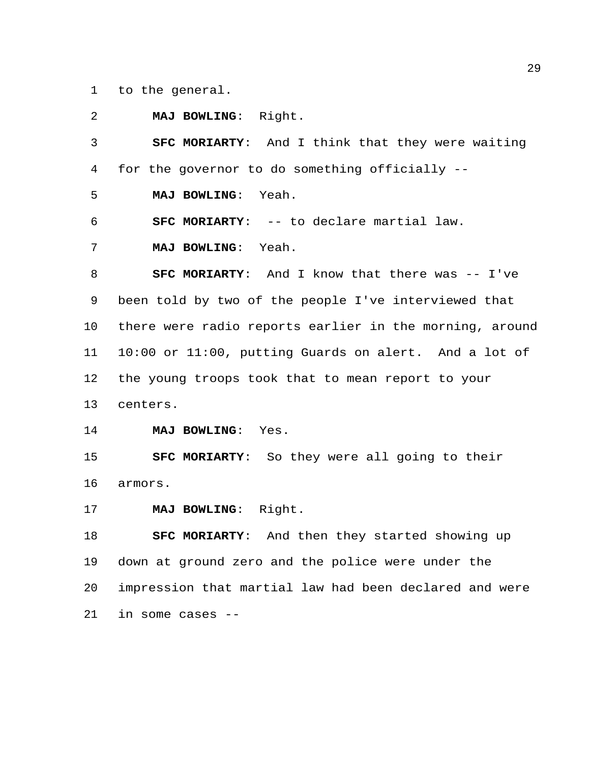to the general.

**MAJ BOWLING**: Right.

**SFC MORIARTY**: And I think that they were waiting for the governor to do something officially --

**MAJ BOWLING**: Yeah.

**SFC MORIARTY**: -- to declare martial law.

**MAJ BOWLING**: Yeah.

**SFC MORIARTY**: And I know that there was -- I've been told by two of the people I've interviewed that there were radio reports earlier in the morning, around 10:00 or 11:00, putting Guards on alert. And a lot of the young troops took that to mean report to your centers.

**MAJ BOWLING**: Yes.

**SFC MORIARTY**: So they were all going to their armors.

**MAJ BOWLING**: Right.

**SFC MORIARTY**: And then they started showing up down at ground zero and the police were under the impression that martial law had been declared and were in some cases --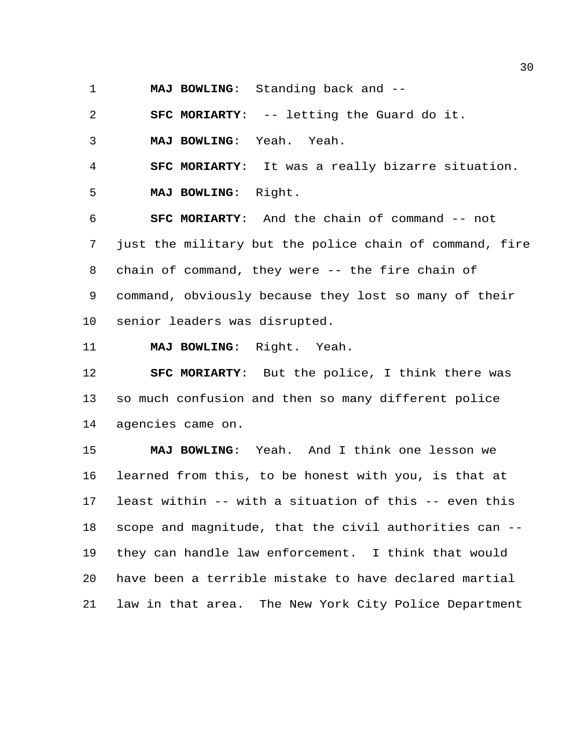**MAJ BOWLING**: Standing back and --

**SFC MORIARTY**: -- letting the Guard do it.

**MAJ BOWLING**: Yeah. Yeah.

**SFC MORIARTY**: It was a really bizarre situation.

**MAJ BOWLING**: Right.

**SFC MORIARTY**: And the chain of command -- not just the military but the police chain of command, fire chain of command, they were -- the fire chain of command, obviously because they lost so many of their senior leaders was disrupted.

**MAJ BOWLING**: Right. Yeah.

**SFC MORIARTY**: But the police, I think there was so much confusion and then so many different police agencies came on.

**MAJ BOWLING**: Yeah. And I think one lesson we learned from this, to be honest with you, is that at least within -- with a situation of this -- even this scope and magnitude, that the civil authorities can -- they can handle law enforcement. I think that would have been a terrible mistake to have declared martial law in that area. The New York City Police Department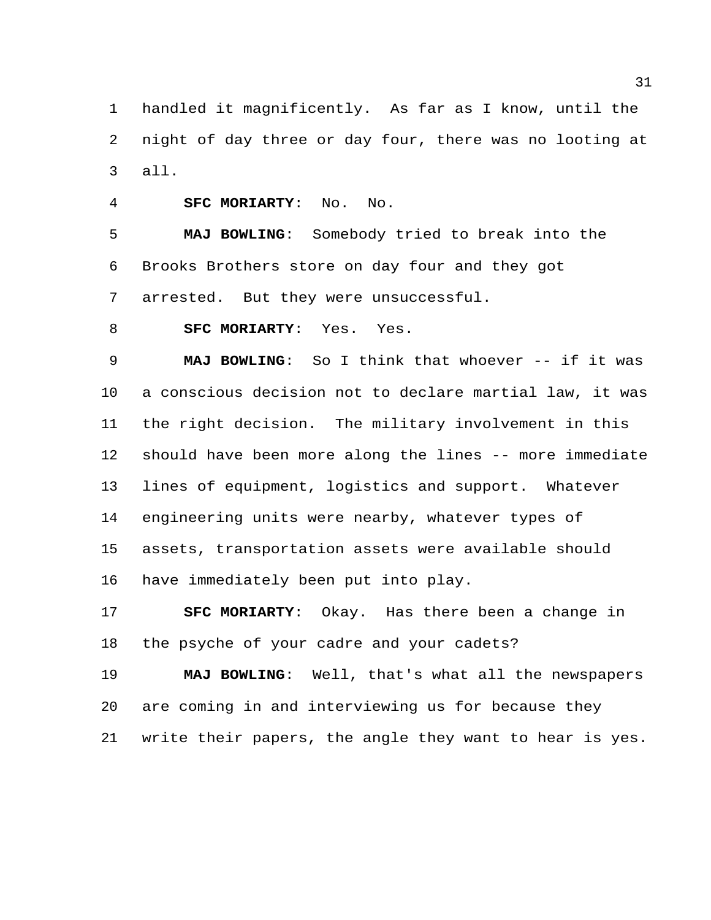handled it magnificently. As far as I know, until the night of day three or day four, there was no looting at all.

**SFC MORIARTY**: No. No.

**MAJ BOWLING**: Somebody tried to break into the Brooks Brothers store on day four and they got arrested. But they were unsuccessful.

**SFC MORIARTY**: Yes. Yes.

**MAJ BOWLING**: So I think that whoever -- if it was a conscious decision not to declare martial law, it was the right decision. The military involvement in this should have been more along the lines -- more immediate lines of equipment, logistics and support. Whatever engineering units were nearby, whatever types of assets, transportation assets were available should have immediately been put into play.

**SFC MORIARTY**: Okay. Has there been a change in the psyche of your cadre and your cadets?

**MAJ BOWLING**: Well, that's what all the newspapers are coming in and interviewing us for because they write their papers, the angle they want to hear is yes.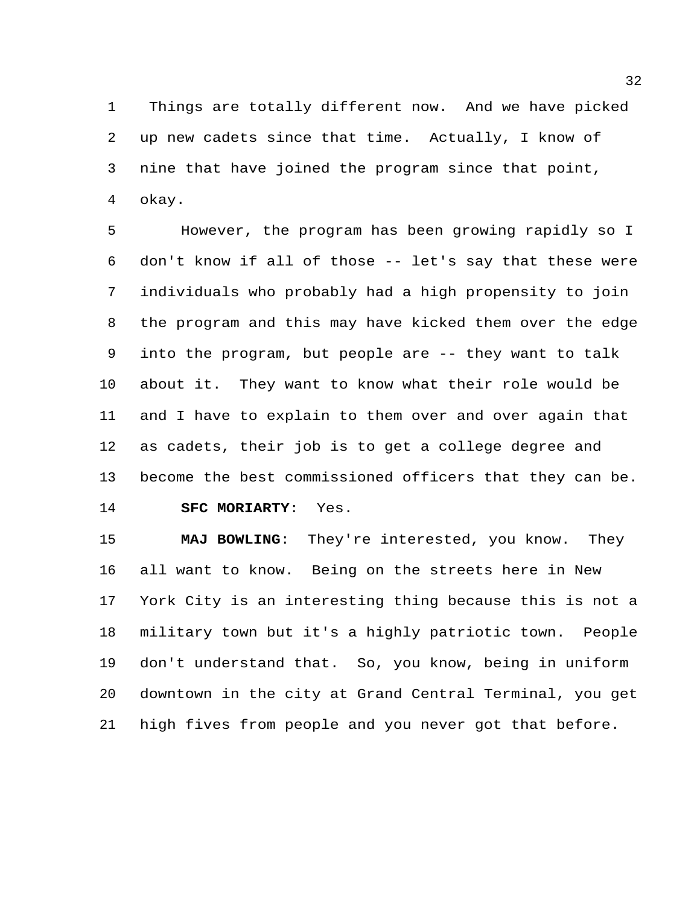Things are totally different now. And we have picked up new cadets since that time. Actually, I know of nine that have joined the program since that point, okay.

However, the program has been growing rapidly so I don't know if all of those -- let's say that these were individuals who probably had a high propensity to join the program and this may have kicked them over the edge into the program, but people are -- they want to talk about it. They want to know what their role would be and I have to explain to them over and over again that as cadets, their job is to get a college degree and become the best commissioned officers that they can be.

**SFC MORIARTY**: Yes.

**MAJ BOWLING**: They're interested, you know. They all want to know. Being on the streets here in New York City is an interesting thing because this is not a military town but it's a highly patriotic town. People don't understand that. So, you know, being in uniform downtown in the city at Grand Central Terminal, you get high fives from people and you never got that before.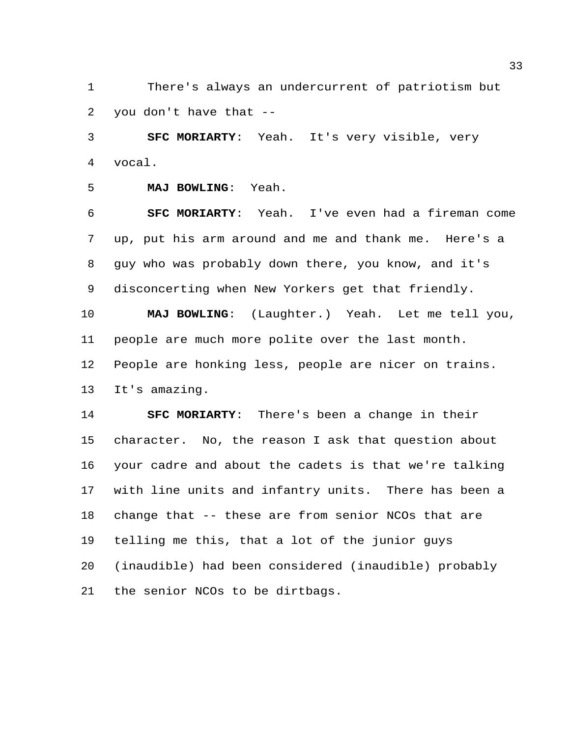There's always an undercurrent of patriotism but you don't have that --

**SFC MORIARTY**: Yeah. It's very visible, very vocal.

**MAJ BOWLING**: Yeah.

**SFC MORIARTY**: Yeah. I've even had a fireman come up, put his arm around and me and thank me. Here's a guy who was probably down there, you know, and it's disconcerting when New Yorkers get that friendly.

**MAJ BOWLING**: (Laughter.) Yeah. Let me tell you, people are much more polite over the last month. People are honking less, people are nicer on trains. It's amazing.

**SFC MORIARTY**: There's been a change in their character. No, the reason I ask that question about your cadre and about the cadets is that we're talking with line units and infantry units. There has been a change that -- these are from senior NCOs that are telling me this, that a lot of the junior guys (inaudible) had been considered (inaudible) probably the senior NCOs to be dirtbags.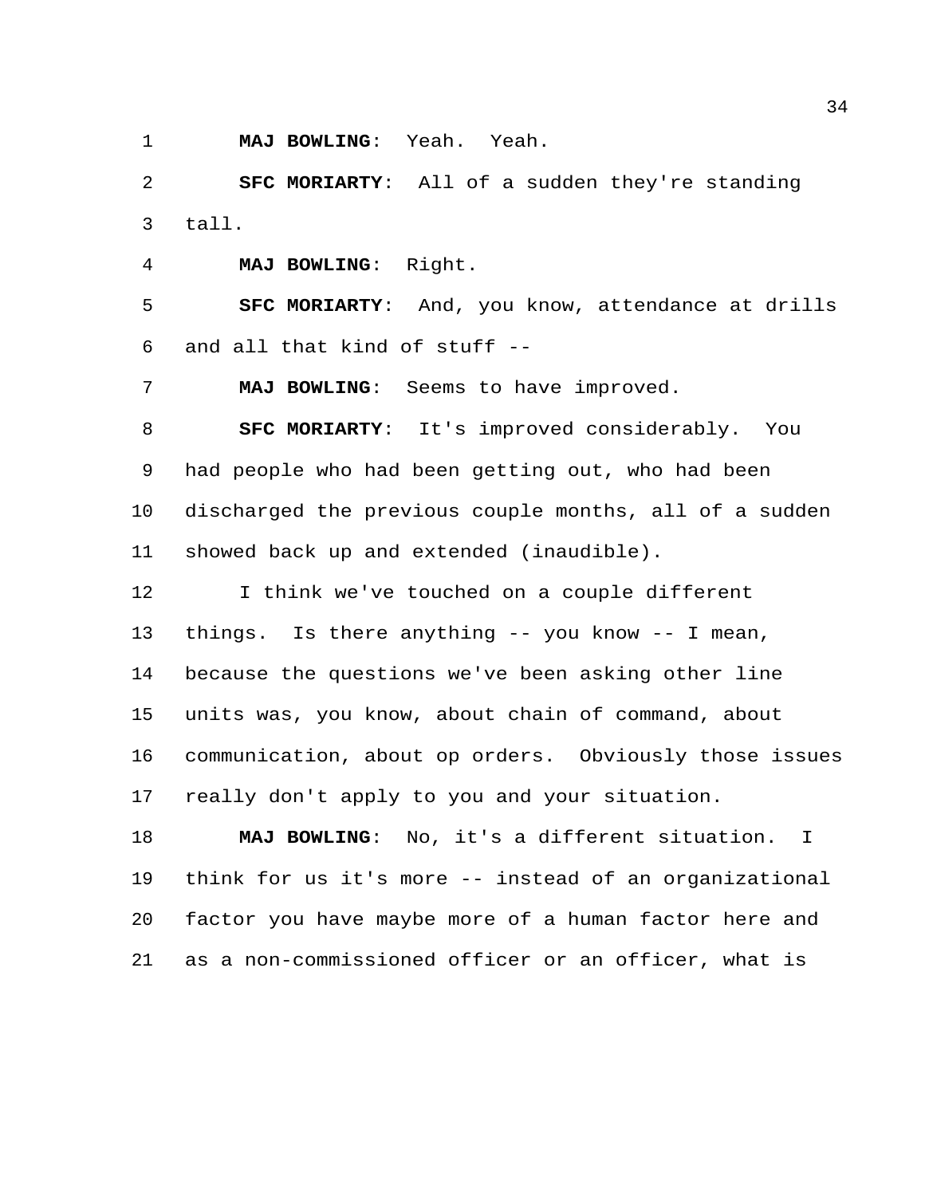**MAJ BOWLING**: Yeah. Yeah.

**SFC MORIARTY**: All of a sudden they're standing tall.

**MAJ BOWLING**: Right.

**SFC MORIARTY**: And, you know, attendance at drills and all that kind of stuff --

**MAJ BOWLING**: Seems to have improved.

**SFC MORIARTY**: It's improved considerably. You had people who had been getting out, who had been discharged the previous couple months, all of a sudden showed back up and extended (inaudible).

I think we've touched on a couple different things. Is there anything -- you know -- I mean, because the questions we've been asking other line units was, you know, about chain of command, about communication, about op orders. Obviously those issues really don't apply to you and your situation.

**MAJ BOWLING**: No, it's a different situation. I think for us it's more -- instead of an organizational factor you have maybe more of a human factor here and as a non-commissioned officer or an officer, what is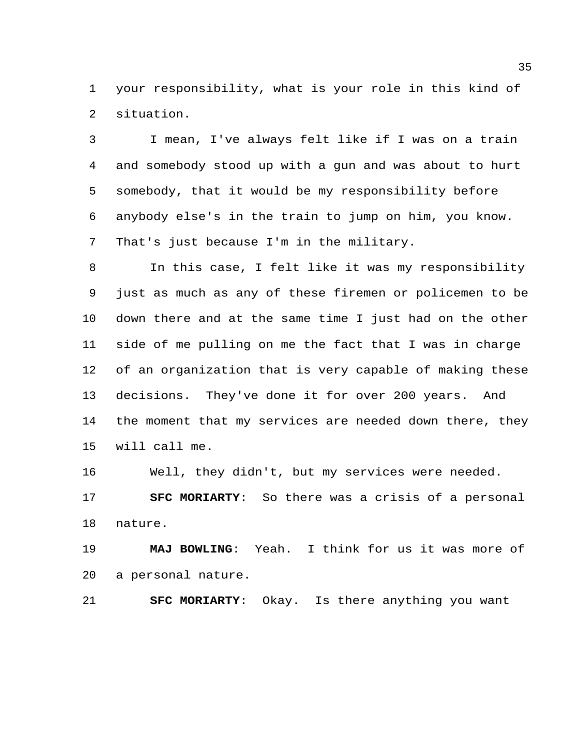your responsibility, what is your role in this kind of situation.

I mean, I've always felt like if I was on a train and somebody stood up with a gun and was about to hurt somebody, that it would be my responsibility before anybody else's in the train to jump on him, you know. That's just because I'm in the military.

In this case, I felt like it was my responsibility just as much as any of these firemen or policemen to be down there and at the same time I just had on the other side of me pulling on me the fact that I was in charge of an organization that is very capable of making these decisions. They've done it for over 200 years. And the moment that my services are needed down there, they will call me.

Well, they didn't, but my services were needed.

**SFC MORIARTY**: So there was a crisis of a personal nature.

**MAJ BOWLING**: Yeah. I think for us it was more of a personal nature.

**SFC MORIARTY**: Okay. Is there anything you want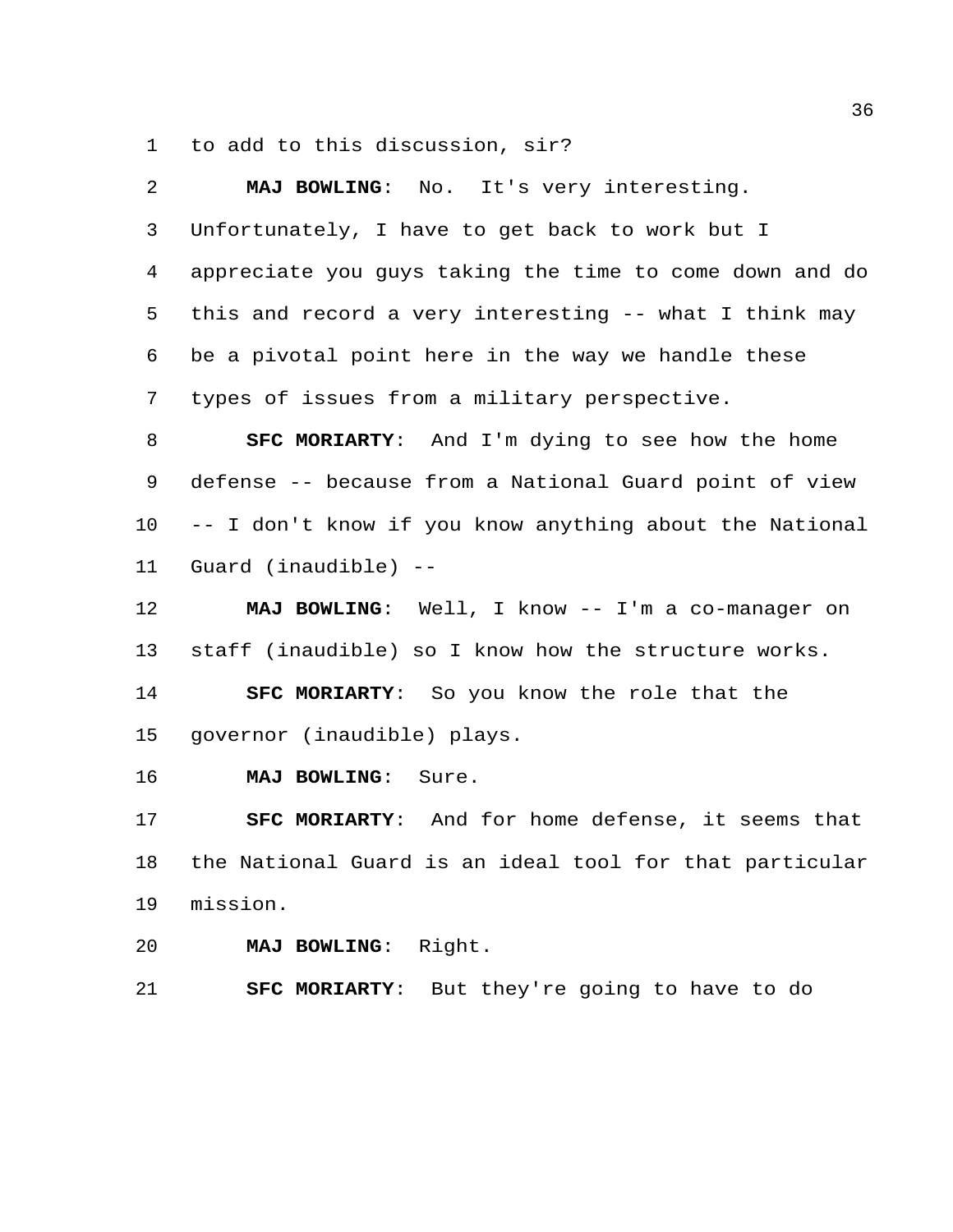to add to this discussion, sir?

**MAJ BOWLING**: No. It's very interesting. Unfortunately, I have to get back to work but I appreciate you guys taking the time to come down and do this and record a very interesting -- what I think may be a pivotal point here in the way we handle these types of issues from a military perspective.

**SFC MORIARTY**: And I'm dying to see how the home defense -- because from a National Guard point of view -- I don't know if you know anything about the National Guard (inaudible) --

**MAJ BOWLING**: Well, I know -- I'm a co-manager on staff (inaudible) so I know how the structure works.

**SFC MORIARTY**: So you know the role that the governor (inaudible) plays.

**MAJ BOWLING**: Sure.

**SFC MORIARTY**: And for home defense, it seems that the National Guard is an ideal tool for that particular mission.

**MAJ BOWLING**: Right.

**SFC MORIARTY**: But they're going to have to do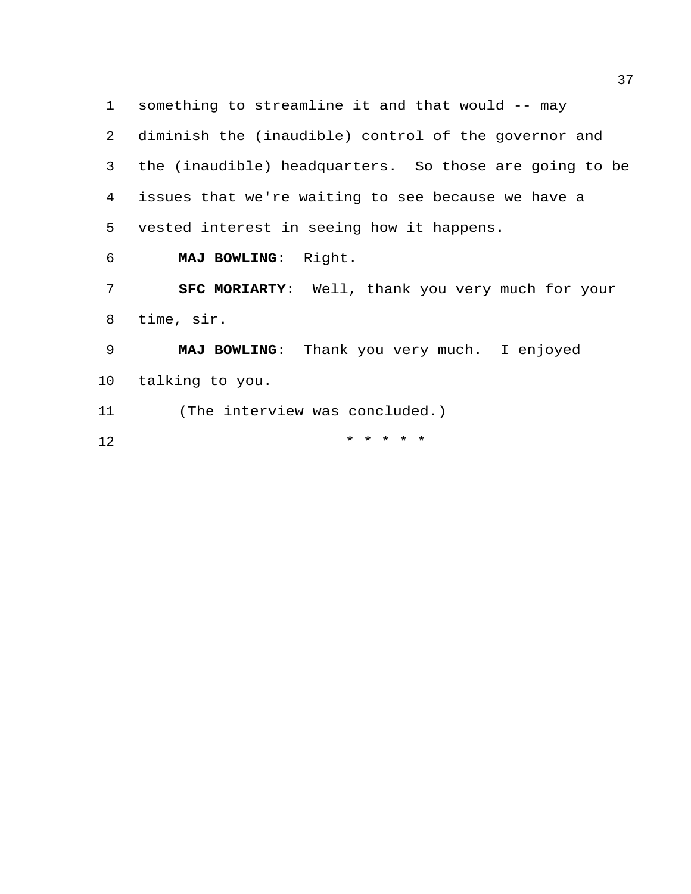something to streamline it and that would -- may diminish the (inaudible) control of the governor and the (inaudible) headquarters. So those are going to be issues that we're waiting to see because we have a vested interest in seeing how it happens.

**MAJ BOWLING**: Right.

**SFC MORIARTY**: Well, thank you very much for your time, sir.

**MAJ BOWLING**: Thank you very much. I enjoyed talking to you.

(The interview was concluded.)

\* \* \* \* \*